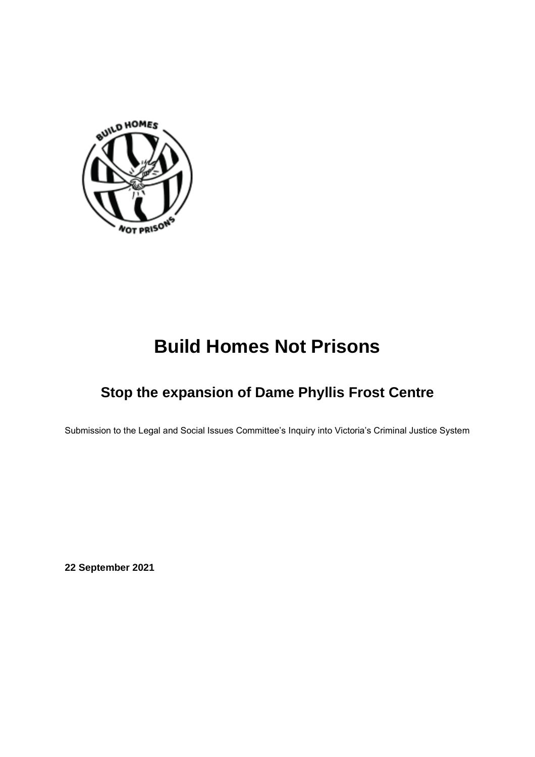# Build Homes Not Prisons

## Stop the expansion of Dame Phyllis Frost Centre

Submission to the Legal and Social Issues Committee's Inquiry into Victoria's Criminal Justice System

**22 September 2021**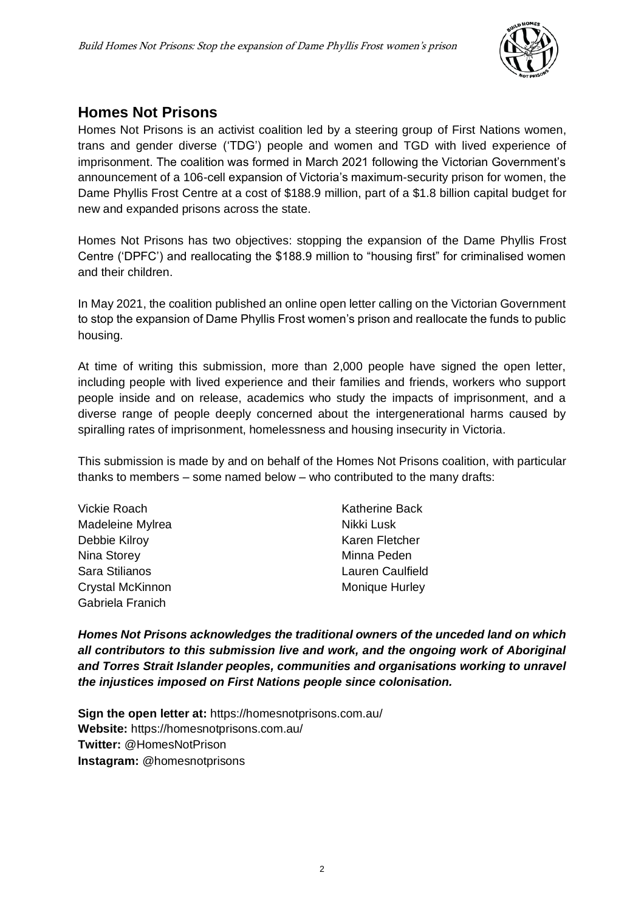## Homes Not Prisons

Homes Not Prisons is an activist coalition led by a steering group of First Nations women, trans and gender diverse ('TDG') people and women and TGD with lived experience of imprisonment. The coalition was formed in March 2021 following the Victorian Government's announcement of a 106-cell expansion of Victoria's maximum-security prison for women, the Dame Phyllis Frost Centre at a cost of $188.9 million, part of a $1.8 billion capital budget for new and expanded prisons across the state.

Homes Not Prisons has two objectives: stopping the expansion of the Dame Phyllis Frost Centre ('DPFC') and reallocating the $188.9 million to "housing first" for criminalised women and their children.

In May 2021, the coalition published an online open letter calling on the Victorian Government to stop the expansion of Dame Phyllis Frost women's prison and reallocate the funds to public housing.

At time of writing this submission, more than 2,000 people have signed the open letter, including people with lived experience and their families and friends, workers who support people inside and on release, academics who study the impacts of imprisonment, and a diverse range of people deeply concerned about the intergenerational harms caused by spiralling rates of imprisonment, homelessness and housing insecurity in Victoria.

This submission is made by and on behalf of the Homes Not Prisons coalition, with particular thanks to members – some named below – who contributed to the many drafts:

Vickie Roach
Madeleine Mylrea
Debbie Kilroy
Nina Storey
Sara Stilianos
Crystal McKinnon
Gabriela Franich
Katherine Back
Nikki Lusk
Karen Fletcher
Minna Peden
Lauren Caulfield
Monique Hurley

***Homes Not Prisons acknowledges the traditional owners of the unceded land on which all contributors to this submission live and work, and the ongoing work of Aboriginal and Torres Strait Islander peoples, communities and organisations working to unravel the injustices imposed on First Nations people since colonisation.***

**Sign the open letter at:** https://homesnotprisons.com.au/
**Website:** https://homesnotprisons.com.au/
**Twitter:** @HomesNotPrison
**Instagram:** @homesnotprisons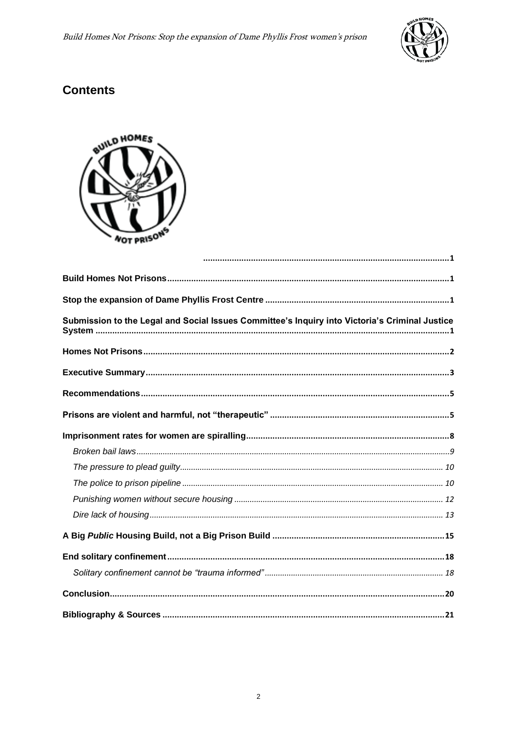## Contents

| | |
|---|---|
| | 1 |
| **Build Homes Not Prisons** | 1 |
| **Stop the expansion of Dame Phyllis Frost Centre** | 1 |
| **Submission to the Legal and Social Issues Committee's Inquiry into Victoria's Criminal Justice System** | 1 |
| **Homes Not Prisons** | 2 |
| **Executive Summary** | 3 |
| **Recommendations** | 5 |
| **Prisons are violent and harmful, not "therapeutic"** | 5 |
| **Imprisonment rates for women are spiralling** | 8 |
| *Broken bail laws* | 9 |
| *The pressure to plead guilty* | 10 |
| *The police to prison pipeline* | 10 |
| *Punishing women without secure housing* | 12 |
| *Dire lack of housing* | 13 |
| **A Big *Public* Housing Build, not a Big Prison Build** | 15 |
| **End solitary confinement** | 18 |
| *Solitary confinement cannot be "trauma informed"* | 18 |
| **Conclusion** | 20 |
| **Bibliography & Sources** | 21 |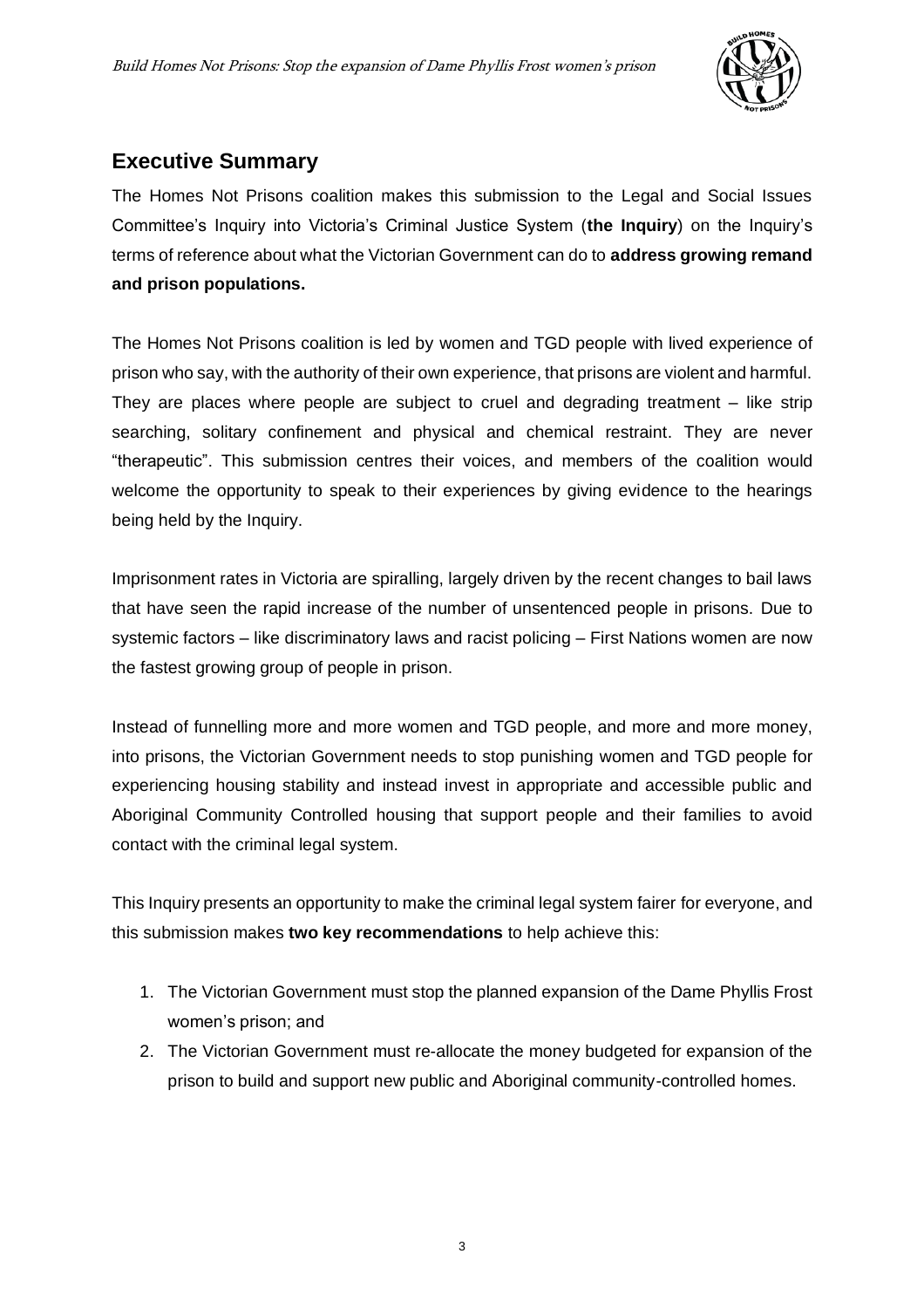## Executive Summary

The Homes Not Prisons coalition makes this submission to the Legal and Social Issues Committee's Inquiry into Victoria's Criminal Justice System (**the Inquiry**) on the Inquiry's terms of reference about what the Victorian Government can do to **address growing remand and prison populations.**

The Homes Not Prisons coalition is led by women and TGD people with lived experience of prison who say, with the authority of their own experience, that prisons are violent and harmful. They are places where people are subject to cruel and degrading treatment – like strip searching, solitary confinement and physical and chemical restraint. They are never "therapeutic". This submission centres their voices, and members of the coalition would welcome the opportunity to speak to their experiences by giving evidence to the hearings being held by the Inquiry.

Imprisonment rates in Victoria are spiralling, largely driven by the recent changes to bail laws that have seen the rapid increase of the number of unsentenced people in prisons. Due to systemic factors – like discriminatory laws and racist policing – First Nations women are now the fastest growing group of people in prison.

Instead of funnelling more and more women and TGD people, and more and more money, into prisons, the Victorian Government needs to stop punishing women and TGD people for experiencing housing stability and instead invest in appropriate and accessible public and Aboriginal Community Controlled housing that support people and their families to avoid contact with the criminal legal system.

This Inquiry presents an opportunity to make the criminal legal system fairer for everyone, and this submission makes **two key recommendations** to help achieve this:

1. The Victorian Government must stop the planned expansion of the Dame Phyllis Frost women's prison; and
2. The Victorian Government must re-allocate the money budgeted for expansion of the prison to build and support new public and Aboriginal community-controlled homes.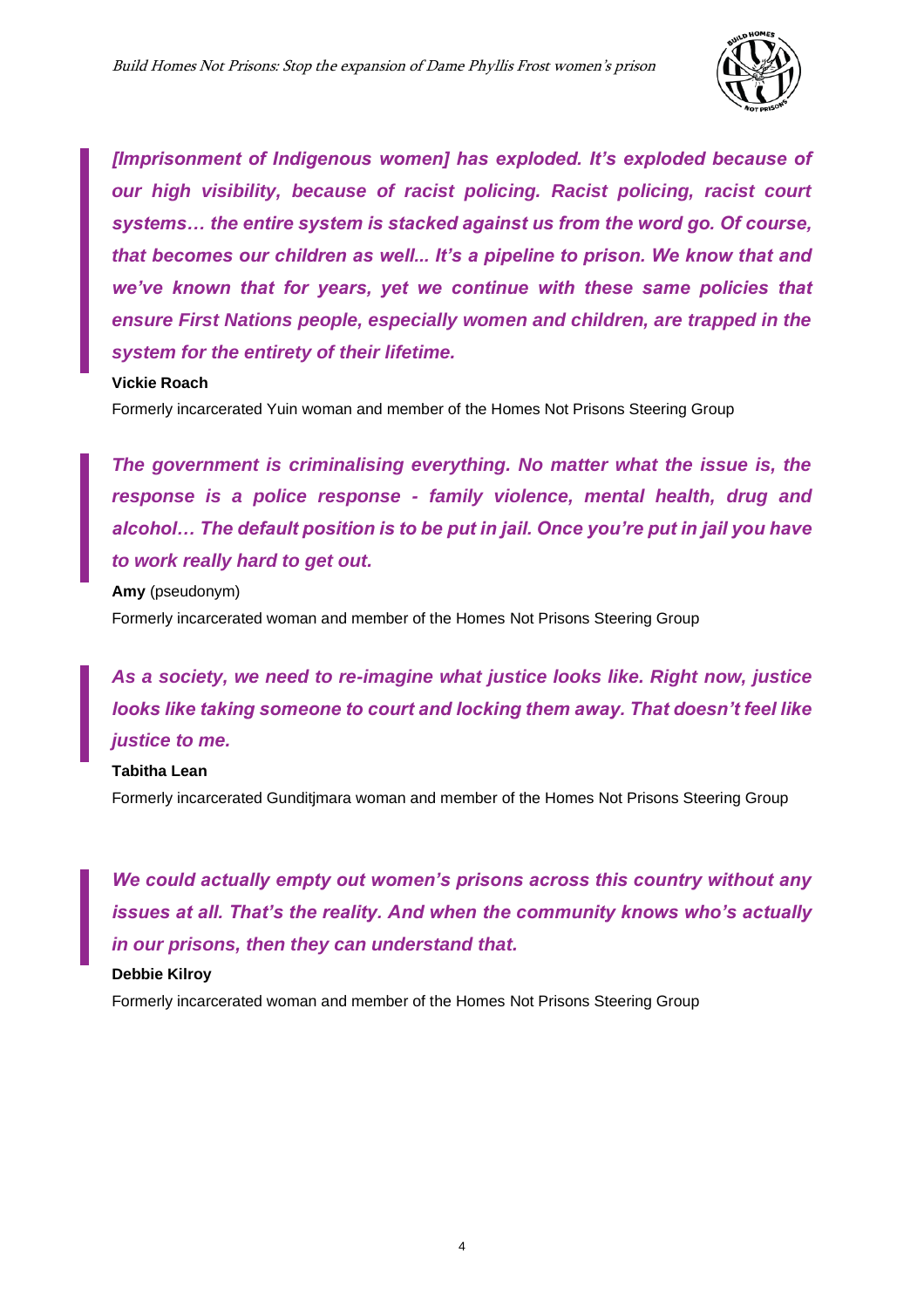> ***[Imprisonment of Indigenous women] has exploded. It's exploded because of our high visibility, because of racist policing. Racist policing, racist court systems… the entire system is stacked against us from the word go. Of course, that becomes our children as well... It's a pipeline to prison. We know that and we've known that for years, yet we continue with these same policies that ensure First Nations people, especially women and children, are trapped in the system for the entirety of their lifetime.***

**Vickie Roach**

Formerly incarcerated Yuin woman and member of the Homes Not Prisons Steering Group

> ***The government is criminalising everything. No matter what the issue is, the response is a police response - family violence, mental health, drug and alcohol… The default position is to be put in jail. Once you're put in jail you have to work really hard to get out.***

**Amy** (pseudonym)

Formerly incarcerated woman and member of the Homes Not Prisons Steering Group

> ***As a society, we need to re-imagine what justice looks like. Right now, justice looks like taking someone to court and locking them away. That doesn't feel like justice to me.***

**Tabitha Lean**

Formerly incarcerated Gunditjmara woman and member of the Homes Not Prisons Steering Group

> ***We could actually empty out women's prisons across this country without any issues at all. That's the reality. And when the community knows who's actually in our prisons, then they can understand that.***

**Debbie Kilroy**

Formerly incarcerated woman and member of the Homes Not Prisons Steering Group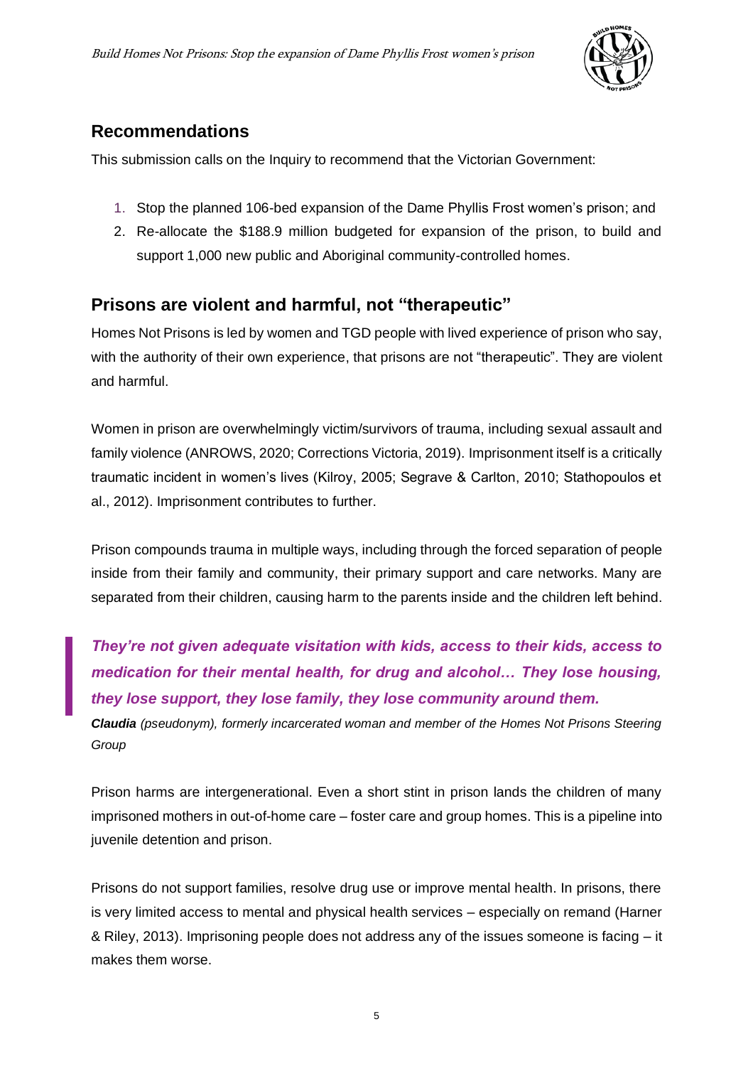## Recommendations

This submission calls on the Inquiry to recommend that the Victorian Government:

1. Stop the planned 106-bed expansion of the Dame Phyllis Frost women's prison; and
2. Re-allocate the $188.9 million budgeted for expansion of the prison, to build and support 1,000 new public and Aboriginal community-controlled homes.

## Prisons are violent and harmful, not "therapeutic"

Homes Not Prisons is led by women and TGD people with lived experience of prison who say, with the authority of their own experience, that prisons are not "therapeutic". They are violent and harmful.

Women in prison are overwhelmingly victim/survivors of trauma, including sexual assault and family violence (ANROWS, 2020; Corrections Victoria, 2019). Imprisonment itself is a critically traumatic incident in women's lives (Kilroy, 2005; Segrave & Carlton, 2010; Stathopoulos et al., 2012). Imprisonment contributes to further.

Prison compounds trauma in multiple ways, including through the forced separation of people inside from their family and community, their primary support and care networks. Many are separated from their children, causing harm to the parents inside and the children left behind.

> ***They're not given adequate visitation with kids, access to their kids, access to medication for their mental health, for drug and alcohol… They lose housing, they lose support, they lose family, they lose community around them.***
>
> ***Claudia*** *(pseudonym), formerly incarcerated woman and member of the Homes Not Prisons Steering Group*

Prison harms are intergenerational. Even a short stint in prison lands the children of many imprisoned mothers in out-of-home care – foster care and group homes. This is a pipeline into juvenile detention and prison.

Prisons do not support families, resolve drug use or improve mental health. In prisons, there is very limited access to mental and physical health services – especially on remand (Harner & Riley, 2013). Imprisoning people does not address any of the issues someone is facing – it makes them worse.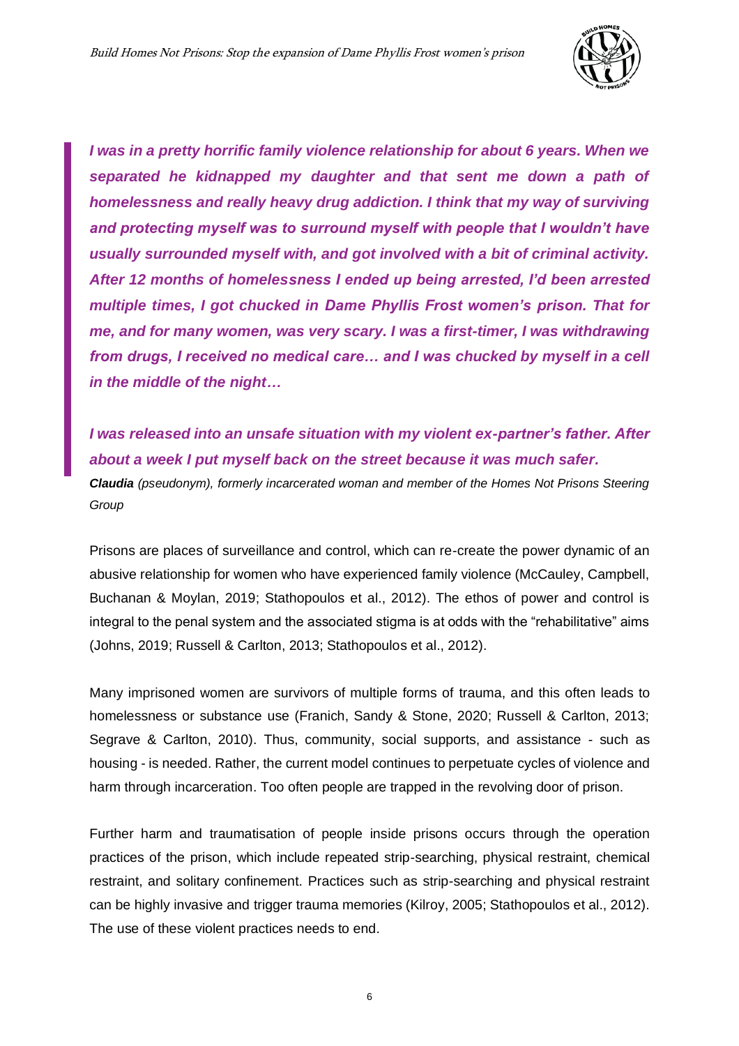> ***I was in a pretty horrific family violence relationship for about 6 years. When we separated he kidnapped my daughter and that sent me down a path of homelessness and really heavy drug addiction. I think that my way of surviving and protecting myself was to surround myself with people that I wouldn't have usually surrounded myself with, and got involved with a bit of criminal activity. After 12 months of homelessness I ended up being arrested, I'd been arrested multiple times, I got chucked in Dame Phyllis Frost women's prison. That for me, and for many women, was very scary. I was a first-timer, I was withdrawing from drugs, I received no medical care… and I was chucked by myself in a cell in the middle of the night…***
>
> ***I was released into an unsafe situation with my violent ex-partner's father. After about a week I put myself back on the street because it was much safer.***
>
> ***Claudia*** *(pseudonym), formerly incarcerated woman and member of the Homes Not Prisons Steering Group*

Prisons are places of surveillance and control, which can re-create the power dynamic of an abusive relationship for women who have experienced family violence (McCauley, Campbell, Buchanan & Moylan, 2019; Stathopoulos et al., 2012). The ethos of power and control is integral to the penal system and the associated stigma is at odds with the "rehabilitative" aims (Johns, 2019; Russell & Carlton, 2013; Stathopoulos et al., 2012).

Many imprisoned women are survivors of multiple forms of trauma, and this often leads to homelessness or substance use (Franich, Sandy & Stone, 2020; Russell & Carlton, 2013; Segrave & Carlton, 2010). Thus, community, social supports, and assistance - such as housing - is needed. Rather, the current model continues to perpetuate cycles of violence and harm through incarceration. Too often people are trapped in the revolving door of prison.

Further harm and traumatisation of people inside prisons occurs through the operation practices of the prison, which include repeated strip-searching, physical restraint, chemical restraint, and solitary confinement. Practices such as strip-searching and physical restraint can be highly invasive and trigger trauma memories (Kilroy, 2005; Stathopoulos et al., 2012). The use of these violent practices needs to end.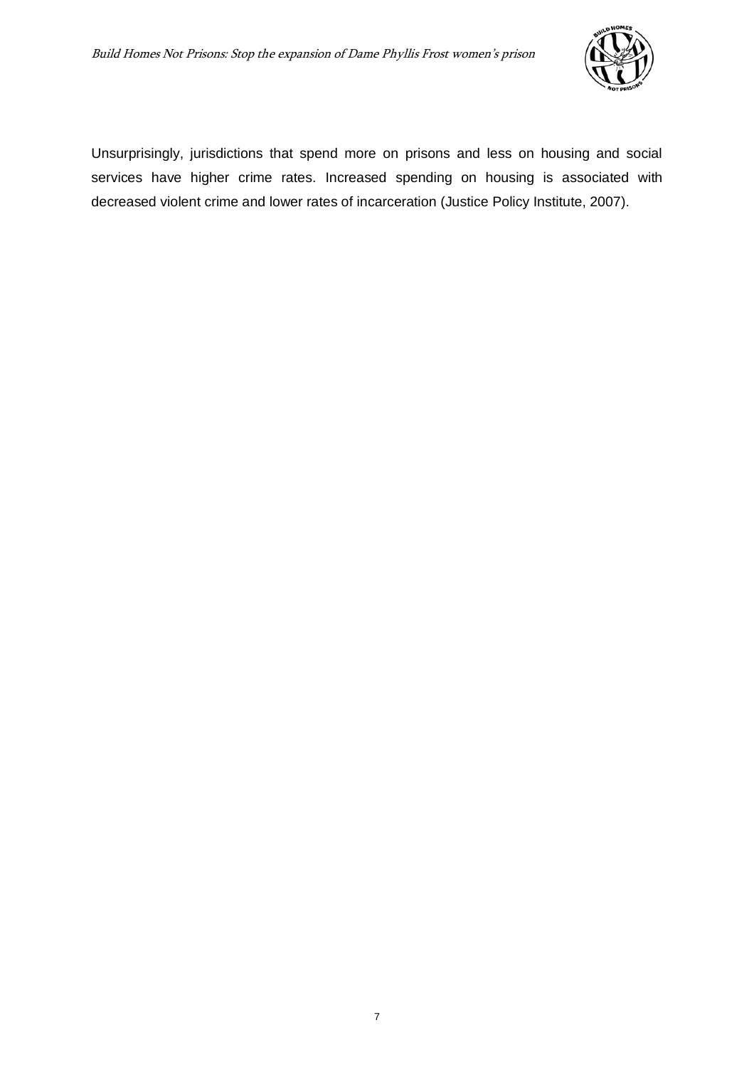Unsurprisingly, jurisdictions that spend more on prisons and less on housing and social services have higher crime rates. Increased spending on housing is associated with decreased violent crime and lower rates of incarceration (Justice Policy Institute, 2007).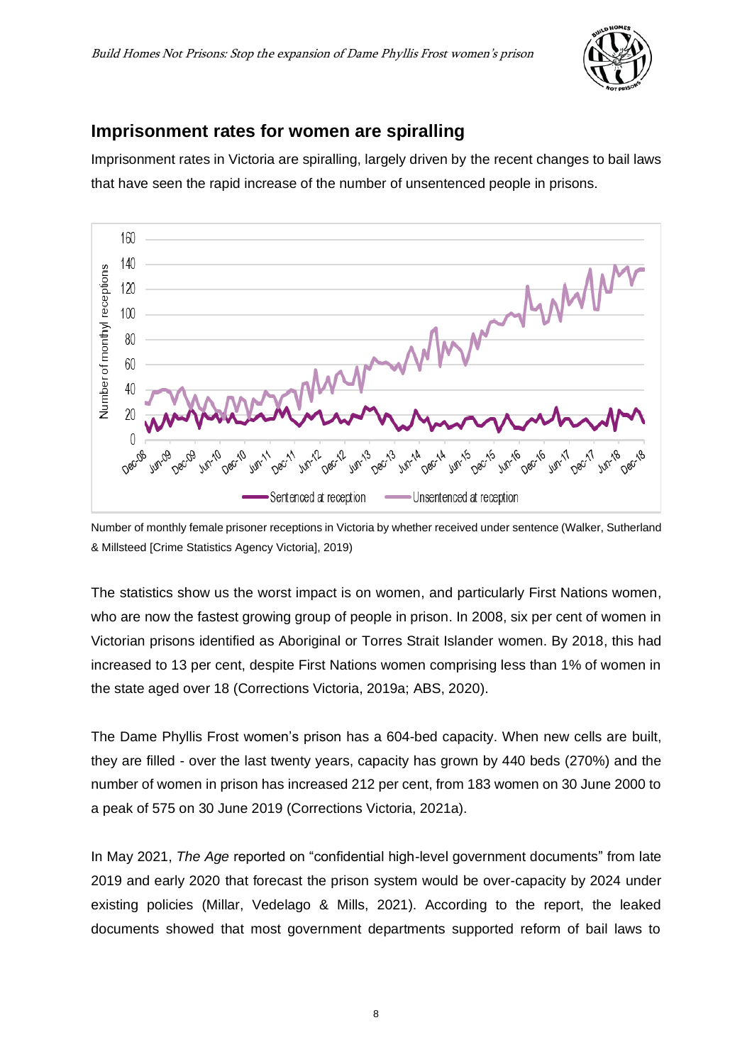## Imprisonment rates for women are spiralling

Imprisonment rates in Victoria are spiralling, largely driven by the recent changes to bail laws that have seen the rapid increase of the number of unsentenced people in prisons.

Number of monthly female prisoner receptions in Victoria by whether received under sentence (Walker, Sutherland & Millsteed [Crime Statistics Agency Victoria], 2019)

The statistics show us the worst impact is on women, and particularly First Nations women, who are now the fastest growing group of people in prison. In 2008, six per cent of women in Victorian prisons identified as Aboriginal or Torres Strait Islander women. By 2018, this had increased to 13 per cent, despite First Nations women comprising less than 1% of women in the state aged over 18 (Corrections Victoria, 2019a; ABS, 2020).

The Dame Phyllis Frost women's prison has a 604-bed capacity. When new cells are built, they are filled - over the last twenty years, capacity has grown by 440 beds (270%) and the number of women in prison has increased 212 per cent, from 183 women on 30 June 2000 to a peak of 575 on 30 June 2019 (Corrections Victoria, 2021a).

In May 2021, *The Age* reported on "confidential high-level government documents" from late 2019 and early 2020 that forecast the prison system would be over-capacity by 2024 under existing policies (Millar, Vedelago & Mills, 2021). According to the report, the leaked documents showed that most government departments supported reform of bail laws to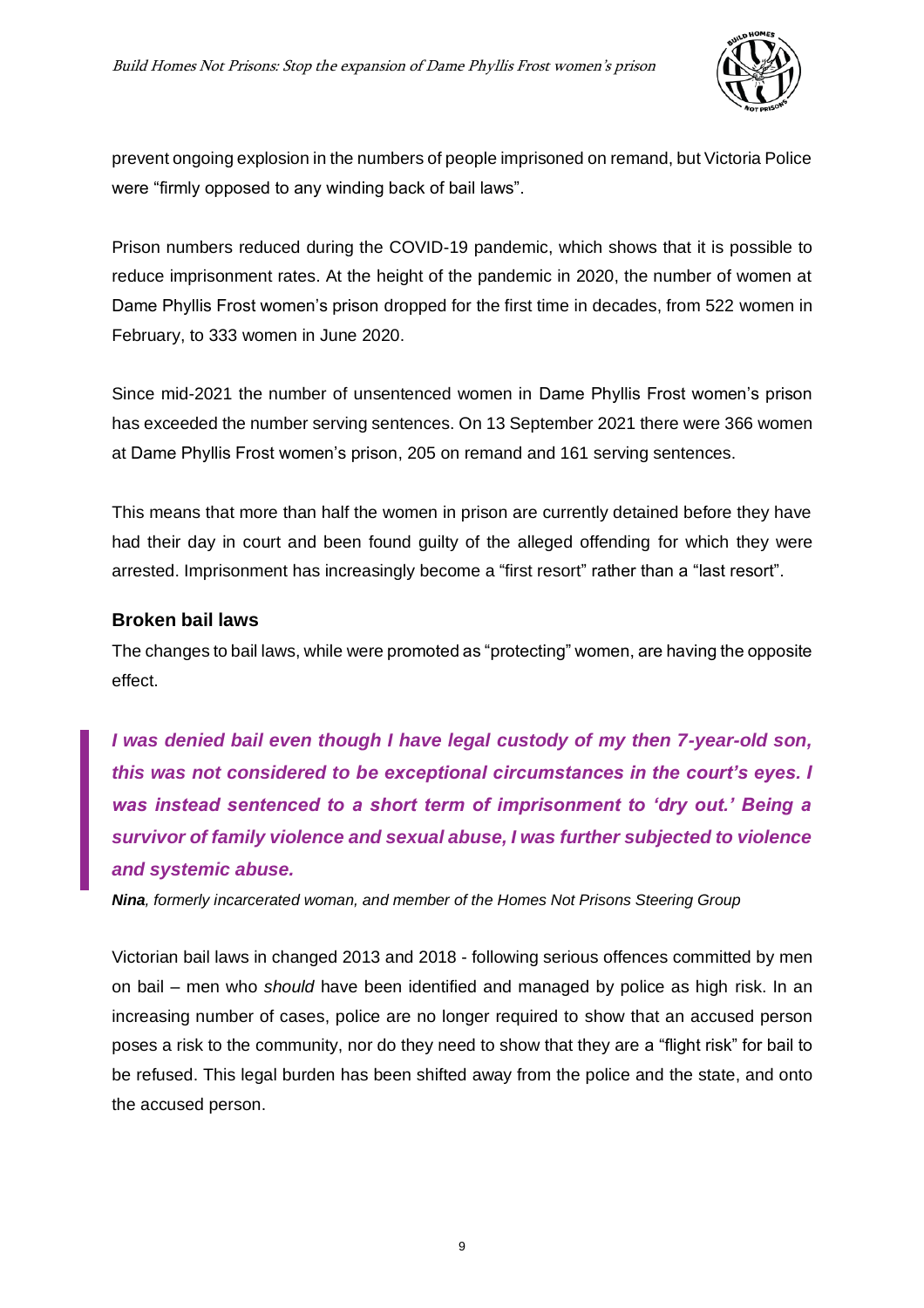prevent ongoing explosion in the numbers of people imprisoned on remand, but Victoria Police were "firmly opposed to any winding back of bail laws".

Prison numbers reduced during the COVID-19 pandemic, which shows that it is possible to reduce imprisonment rates. At the height of the pandemic in 2020, the number of women at Dame Phyllis Frost women's prison dropped for the first time in decades, from 522 women in February, to 333 women in June 2020.

Since mid-2021 the number of unsentenced women in Dame Phyllis Frost women's prison has exceeded the number serving sentences. On 13 September 2021 there were 366 women at Dame Phyllis Frost women's prison, 205 on remand and 161 serving sentences.

This means that more than half the women in prison are currently detained before they have had their day in court and been found guilty of the alleged offending for which they were arrested. Imprisonment has increasingly become a "first resort" rather than a "last resort".

### Broken bail laws

The changes to bail laws, while were promoted as "protecting" women, are having the opposite effect.

> ***I was denied bail even though I have legal custody of my then 7-year-old son, this was not considered to be exceptional circumstances in the court's eyes. I was instead sentenced to a short term of imprisonment to 'dry out.' Being a survivor of family violence and sexual abuse, I was further subjected to violence and systemic abuse.***
>
> ***Nina****, formerly incarcerated woman, and member of the Homes Not Prisons Steering Group*

Victorian bail laws in changed 2013 and 2018 - following serious offences committed by men on bail – men who *should* have been identified and managed by police as high risk. In an increasing number of cases, police are no longer required to show that an accused person poses a risk to the community, nor do they need to show that they are a "flight risk" for bail to be refused. This legal burden has been shifted away from the police and the state, and onto the accused person.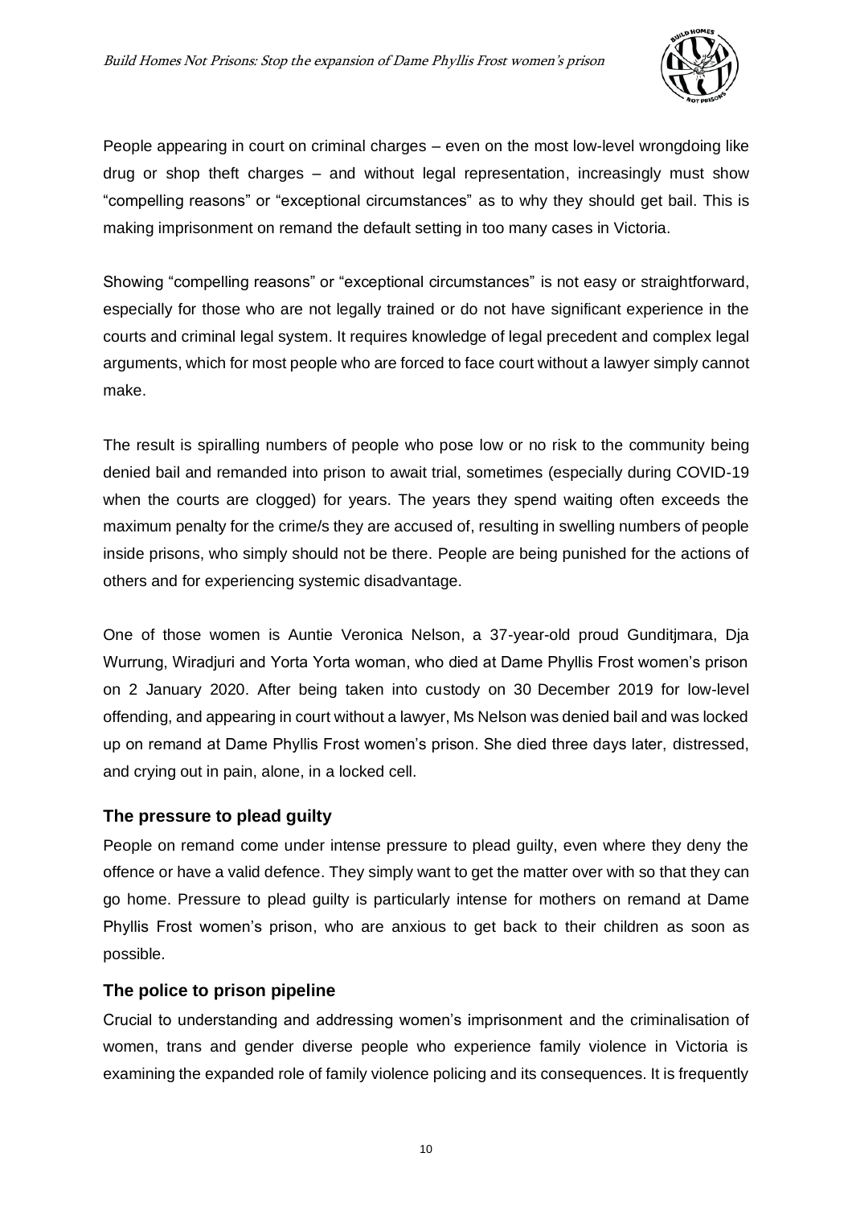People appearing in court on criminal charges – even on the most low-level wrongdoing like drug or shop theft charges – and without legal representation, increasingly must show "compelling reasons" or "exceptional circumstances" as to why they should get bail. This is making imprisonment on remand the default setting in too many cases in Victoria.

Showing "compelling reasons" or "exceptional circumstances" is not easy or straightforward, especially for those who are not legally trained or do not have significant experience in the courts and criminal legal system. It requires knowledge of legal precedent and complex legal arguments, which for most people who are forced to face court without a lawyer simply cannot make.

The result is spiralling numbers of people who pose low or no risk to the community being denied bail and remanded into prison to await trial, sometimes (especially during COVID-19 when the courts are clogged) for years. The years they spend waiting often exceeds the maximum penalty for the crime/s they are accused of, resulting in swelling numbers of people inside prisons, who simply should not be there. People are being punished for the actions of others and for experiencing systemic disadvantage.

One of those women is Auntie Veronica Nelson, a 37-year-old proud Gunditjmara, Dja Wurrung, Wiradjuri and Yorta Yorta woman, who died at Dame Phyllis Frost women's prison on 2 January 2020. After being taken into custody on 30 December 2019 for low-level offending, and appearing in court without a lawyer, Ms Nelson was denied bail and was locked up on remand at Dame Phyllis Frost women's prison. She died three days later, distressed, and crying out in pain, alone, in a locked cell.

## The pressure to plead guilty

People on remand come under intense pressure to plead guilty, even where they deny the offence or have a valid defence. They simply want to get the matter over with so that they can go home. Pressure to plead guilty is particularly intense for mothers on remand at Dame Phyllis Frost women's prison, who are anxious to get back to their children as soon as possible.

## The police to prison pipeline

Crucial to understanding and addressing women's imprisonment and the criminalisation of women, trans and gender diverse people who experience family violence in Victoria is examining the expanded role of family violence policing and its consequences. It is frequently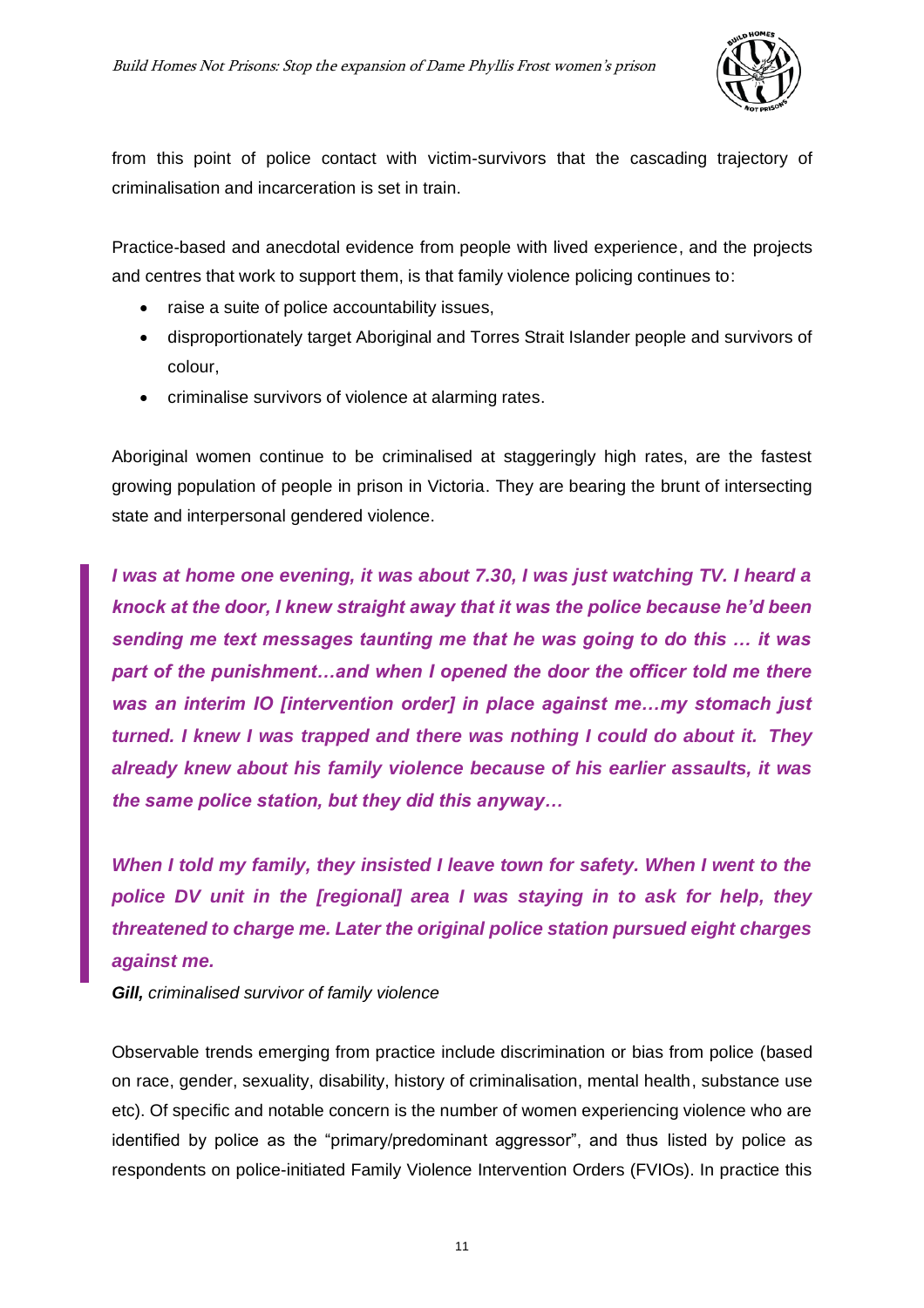from this point of police contact with victim-survivors that the cascading trajectory of criminalisation and incarceration is set in train.

Practice-based and anecdotal evidence from people with lived experience, and the projects and centres that work to support them, is that family violence policing continues to:

- raise a suite of police accountability issues,
- disproportionately target Aboriginal and Torres Strait Islander people and survivors of colour,
- criminalise survivors of violence at alarming rates.

Aboriginal women continue to be criminalised at staggeringly high rates, are the fastest growing population of people in prison in Victoria. They are bearing the brunt of intersecting state and interpersonal gendered violence.

> ***I was at home one evening, it was about 7.30, I was just watching TV. I heard a knock at the door, I knew straight away that it was the police because he'd been sending me text messages taunting me that he was going to do this … it was part of the punishment…and when I opened the door the officer told me there was an interim IO [intervention order] in place against me…my stomach just turned. I knew I was trapped and there was nothing I could do about it. They already knew about his family violence because of his earlier assaults, it was the same police station, but they did this anyway…***
>
> ***When I told my family, they insisted I leave town for safety. When I went to the police DV unit in the [regional] area I was staying in to ask for help, they threatened to charge me. Later the original police station pursued eight charges against me.***

***Gill,*** *criminalised survivor of family violence*

Observable trends emerging from practice include discrimination or bias from police (based on race, gender, sexuality, disability, history of criminalisation, mental health, substance use etc). Of specific and notable concern is the number of women experiencing violence who are identified by police as the "primary/predominant aggressor", and thus listed by police as respondents on police-initiated Family Violence Intervention Orders (FVIOs). In practice this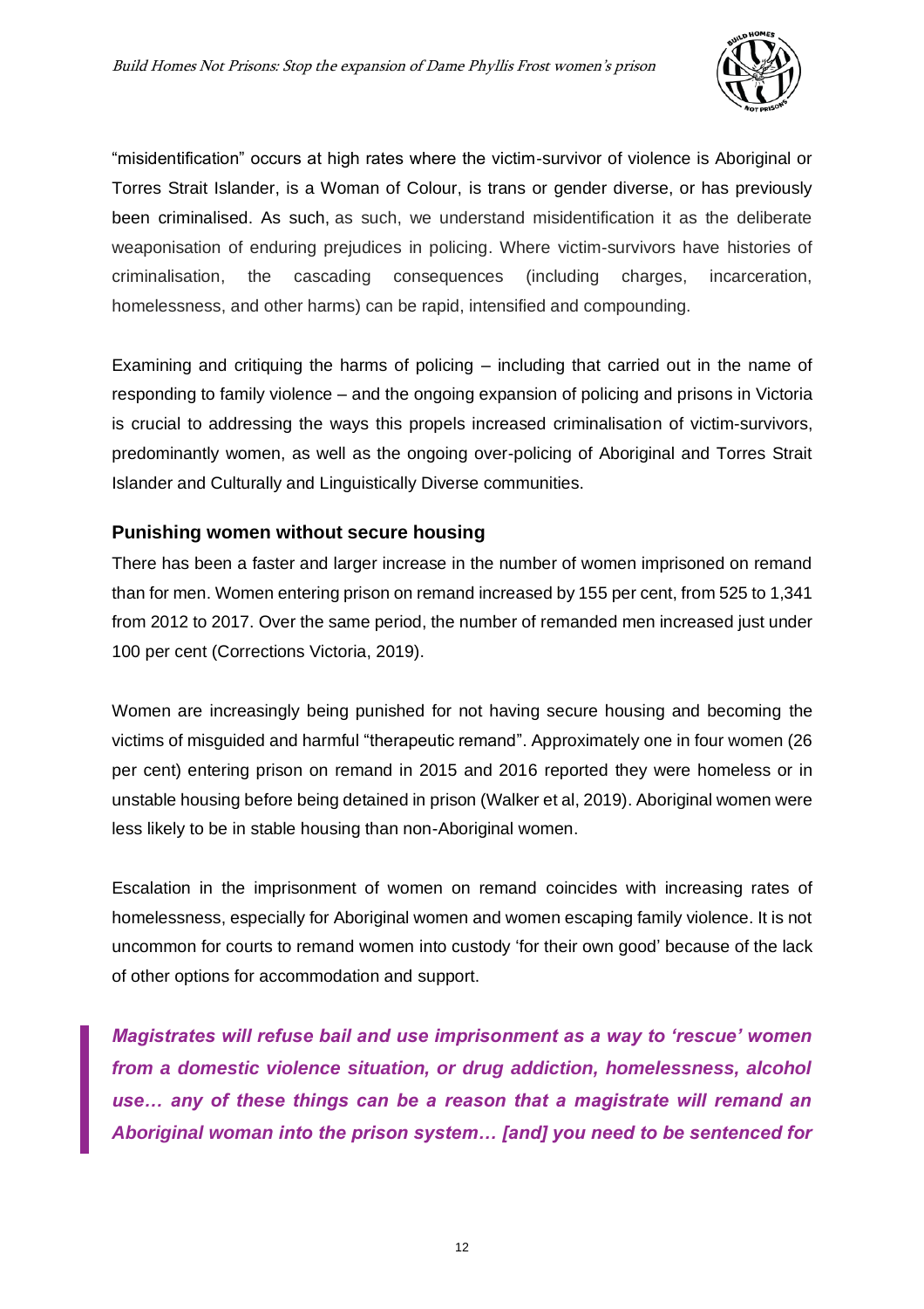"misidentification" occurs at high rates where the victim-survivor of violence is Aboriginal or Torres Strait Islander, is a Woman of Colour, is trans or gender diverse, or has previously been criminalised. As such, as such, we understand misidentification it as the deliberate weaponisation of enduring prejudices in policing. Where victim-survivors have histories of criminalisation, the cascading consequences (including charges, incarceration, homelessness, and other harms) can be rapid, intensified and compounding.

Examining and critiquing the harms of policing – including that carried out in the name of responding to family violence – and the ongoing expansion of policing and prisons in Victoria is crucial to addressing the ways this propels increased criminalisation of victim-survivors, predominantly women, as well as the ongoing over-policing of Aboriginal and Torres Strait Islander and Culturally and Linguistically Diverse communities.

### Punishing women without secure housing

There has been a faster and larger increase in the number of women imprisoned on remand than for men. Women entering prison on remand increased by 155 per cent, from 525 to 1,341 from 2012 to 2017. Over the same period, the number of remanded men increased just under 100 per cent (Corrections Victoria, 2019).

Women are increasingly being punished for not having secure housing and becoming the victims of misguided and harmful "therapeutic remand". Approximately one in four women (26 per cent) entering prison on remand in 2015 and 2016 reported they were homeless or in unstable housing before being detained in prison (Walker et al, 2019). Aboriginal women were less likely to be in stable housing than non-Aboriginal women.

Escalation in the imprisonment of women on remand coincides with increasing rates of homelessness, especially for Aboriginal women and women escaping family violence. It is not uncommon for courts to remand women into custody 'for their own good' because of the lack of other options for accommodation and support.

> ***Magistrates will refuse bail and use imprisonment as a way to 'rescue' women from a domestic violence situation, or drug addiction, homelessness, alcohol use… any of these things can be a reason that a magistrate will remand an Aboriginal woman into the prison system… [and] you need to be sentenced for***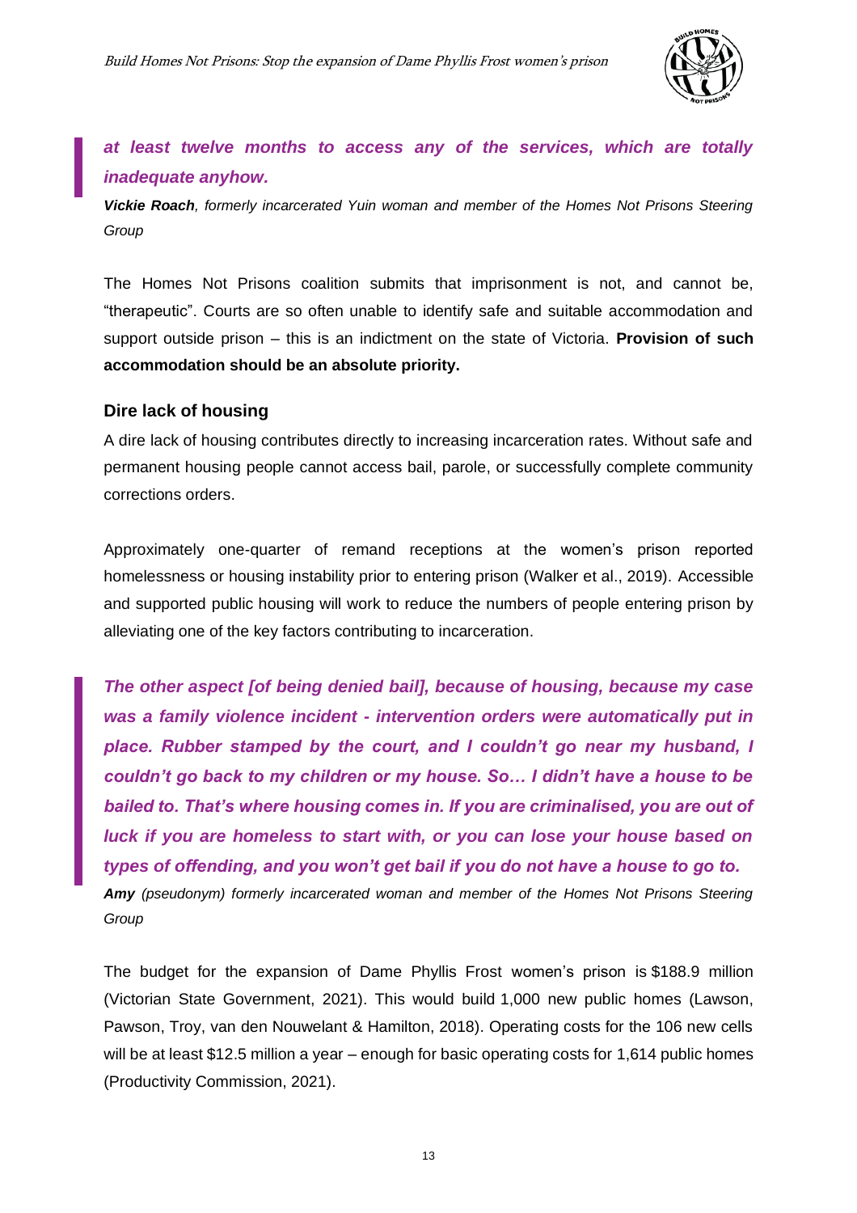***at least twelve months to access any of the services, which are totally inadequate anyhow.***

***Vickie Roach**, formerly incarcerated Yuin woman and member of the Homes Not Prisons Steering Group*

The Homes Not Prisons coalition submits that imprisonment is not, and cannot be, "therapeutic". Courts are so often unable to identify safe and suitable accommodation and support outside prison – this is an indictment on the state of Victoria. **Provision of such accommodation should be an absolute priority.**

### Dire lack of housing

A dire lack of housing contributes directly to increasing incarceration rates. Without safe and permanent housing people cannot access bail, parole, or successfully complete community corrections orders.

Approximately one-quarter of remand receptions at the women's prison reported homelessness or housing instability prior to entering prison (Walker et al., 2019). Accessible and supported public housing will work to reduce the numbers of people entering prison by alleviating one of the key factors contributing to incarceration.

***The other aspect [of being denied bail], because of housing, because my case was a family violence incident - intervention orders were automatically put in place. Rubber stamped by the court, and I couldn't go near my husband, I couldn't go back to my children or my house. So… I didn't have a house to be bailed to. That's where housing comes in. If you are criminalised, you are out of luck if you are homeless to start with, or you can lose your house based on types of offending, and you won't get bail if you do not have a house to go to.***

***Amy** (pseudonym) formerly incarcerated woman and member of the Homes Not Prisons Steering Group*

The budget for the expansion of Dame Phyllis Frost women's prison is $188.9 million (Victorian State Government, 2021). This would build 1,000 new public homes (Lawson, Pawson, Troy, van den Nouwelant & Hamilton, 2018). Operating costs for the 106 new cells will be at least $12.5 million a year – enough for basic operating costs for 1,614 public homes (Productivity Commission, 2021).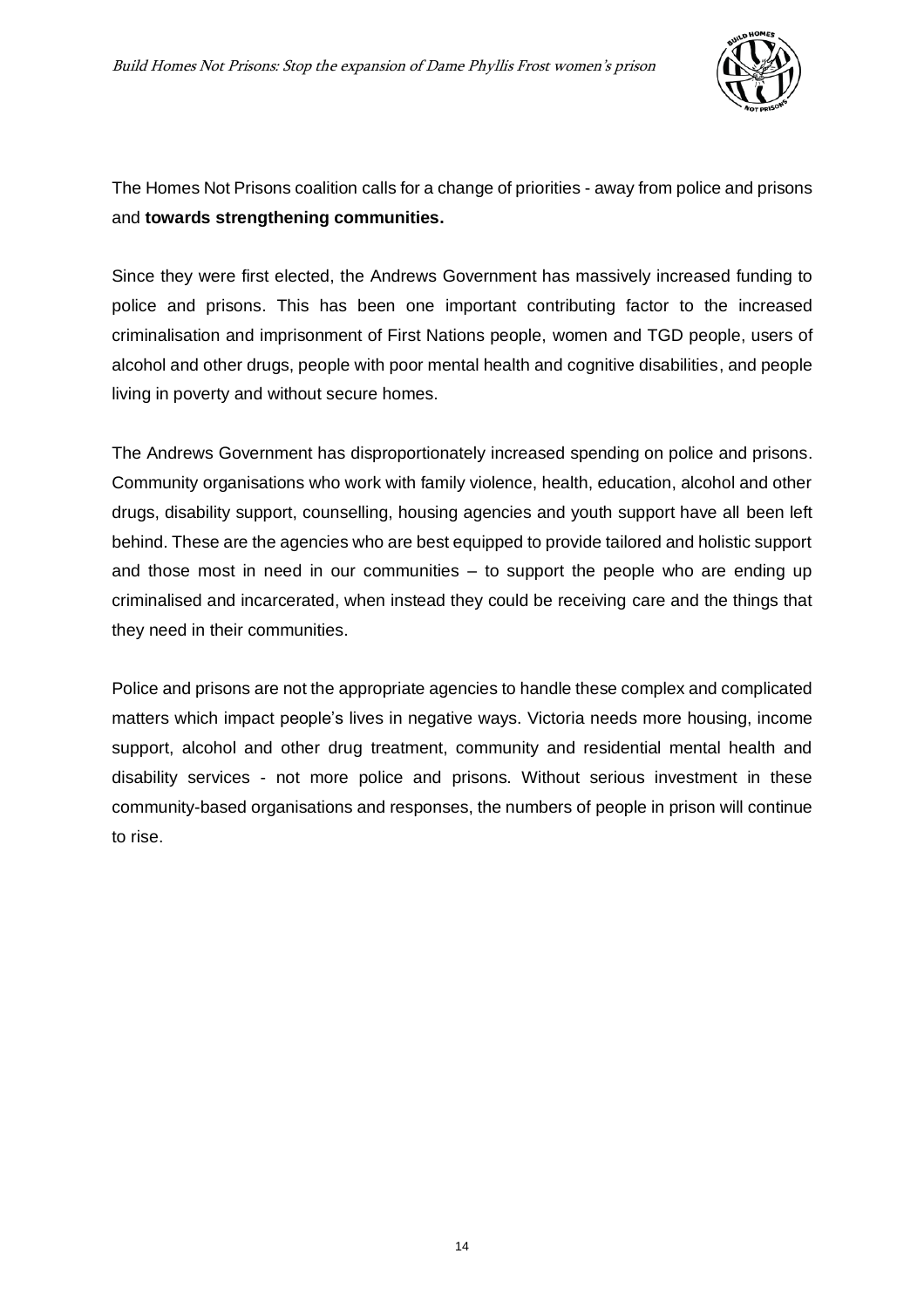The Homes Not Prisons coalition calls for a change of priorities - away from police and prisons and **towards strengthening communities.**

Since they were first elected, the Andrews Government has massively increased funding to police and prisons. This has been one important contributing factor to the increased criminalisation and imprisonment of First Nations people, women and TGD people, users of alcohol and other drugs, people with poor mental health and cognitive disabilities, and people living in poverty and without secure homes.

The Andrews Government has disproportionately increased spending on police and prisons. Community organisations who work with family violence, health, education, alcohol and other drugs, disability support, counselling, housing agencies and youth support have all been left behind. These are the agencies who are best equipped to provide tailored and holistic support and those most in need in our communities – to support the people who are ending up criminalised and incarcerated, when instead they could be receiving care and the things that they need in their communities.

Police and prisons are not the appropriate agencies to handle these complex and complicated matters which impact people's lives in negative ways. Victoria needs more housing, income support, alcohol and other drug treatment, community and residential mental health and disability services - not more police and prisons. Without serious investment in these community-based organisations and responses, the numbers of people in prison will continue to rise.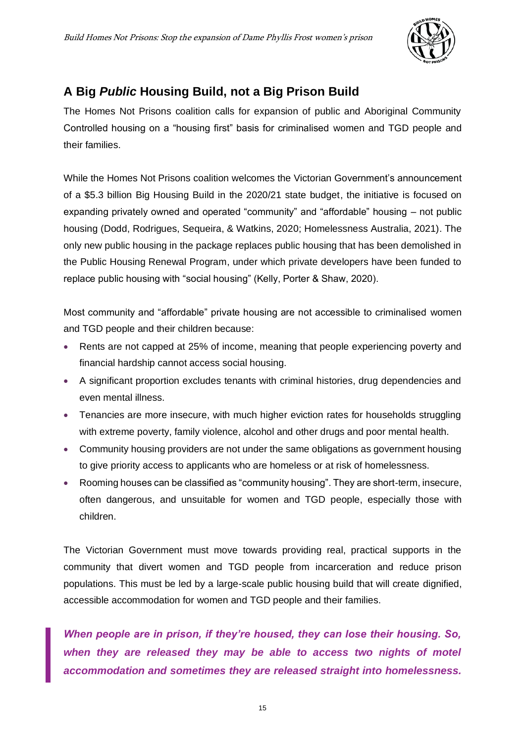## A Big *Public* Housing Build, not a Big Prison Build

The Homes Not Prisons coalition calls for expansion of public and Aboriginal Community Controlled housing on a "housing first" basis for criminalised women and TGD people and their families.

While the Homes Not Prisons coalition welcomes the Victorian Government's announcement of a $5.3 billion Big Housing Build in the 2020/21 state budget, the initiative is focused on expanding privately owned and operated "community" and "affordable" housing – not public housing (Dodd, Rodrigues, Sequeira, & Watkins, 2020; Homelessness Australia, 2021). The only new public housing in the package replaces public housing that has been demolished in the Public Housing Renewal Program, under which private developers have been funded to replace public housing with "social housing" (Kelly, Porter & Shaw, 2020).

Most community and "affordable" private housing are not accessible to criminalised women and TGD people and their children because:

- Rents are not capped at 25% of income, meaning that people experiencing poverty and financial hardship cannot access social housing.
- A significant proportion excludes tenants with criminal histories, drug dependencies and even mental illness.
- Tenancies are more insecure, with much higher eviction rates for households struggling with extreme poverty, family violence, alcohol and other drugs and poor mental health.
- Community housing providers are not under the same obligations as government housing to give priority access to applicants who are homeless or at risk of homelessness.
- Rooming houses can be classified as "community housing". They are short-term, insecure, often dangerous, and unsuitable for women and TGD people, especially those with children.

The Victorian Government must move towards providing real, practical supports in the community that divert women and TGD people from incarceration and reduce prison populations. This must be led by a large-scale public housing build that will create dignified, accessible accommodation for women and TGD people and their families.

> ***When people are in prison, if they're housed, they can lose their housing. So, when they are released they may be able to access two nights of motel accommodation and sometimes they are released straight into homelessness.***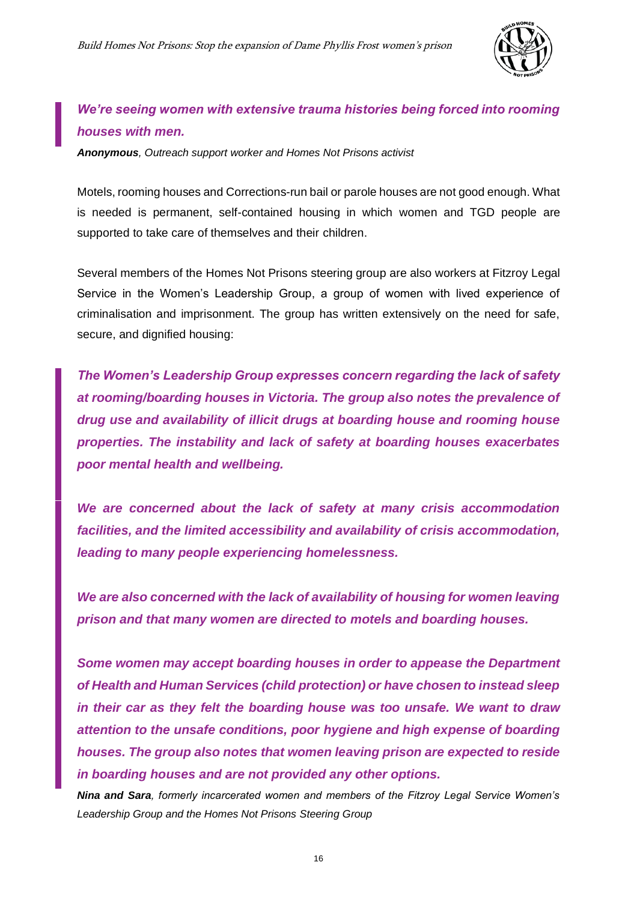***We're seeing women with extensive trauma histories being forced into rooming houses with men.***

***Anonymous**, Outreach support worker and Homes Not Prisons activist*

Motels, rooming houses and Corrections-run bail or parole houses are not good enough. What is needed is permanent, self-contained housing in which women and TGD people are supported to take care of themselves and their children.

Several members of the Homes Not Prisons steering group are also workers at Fitzroy Legal Service in the Women's Leadership Group, a group of women with lived experience of criminalisation and imprisonment. The group has written extensively on the need for safe, secure, and dignified housing:

***The Women's Leadership Group expresses concern regarding the lack of safety at rooming/boarding houses in Victoria. The group also notes the prevalence of drug use and availability of illicit drugs at boarding house and rooming house properties. The instability and lack of safety at boarding houses exacerbates poor mental health and wellbeing.***

***We are concerned about the lack of safety at many crisis accommodation facilities, and the limited accessibility and availability of crisis accommodation, leading to many people experiencing homelessness.***

***We are also concerned with the lack of availability of housing for women leaving prison and that many women are directed to motels and boarding houses.***

***Some women may accept boarding houses in order to appease the Department of Health and Human Services (child protection) or have chosen to instead sleep in their car as they felt the boarding house was too unsafe. We want to draw attention to the unsafe conditions, poor hygiene and high expense of boarding houses. The group also notes that women leaving prison are expected to reside in boarding houses and are not provided any other options.***

***Nina and Sara**, formerly incarcerated women and members of the Fitzroy Legal Service Women's Leadership Group and the Homes Not Prisons Steering Group*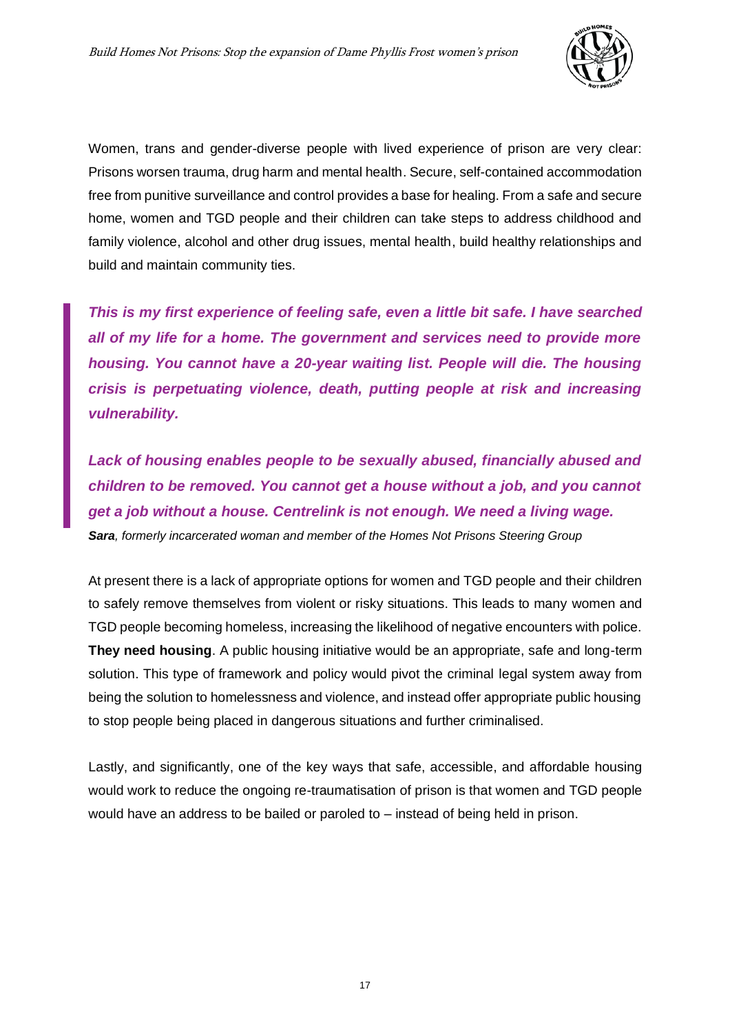Women, trans and gender-diverse people with lived experience of prison are very clear: Prisons worsen trauma, drug harm and mental health. Secure, self-contained accommodation free from punitive surveillance and control provides a base for healing. From a safe and secure home, women and TGD people and their children can take steps to address childhood and family violence, alcohol and other drug issues, mental health, build healthy relationships and build and maintain community ties.

> ***This is my first experience of feeling safe, even a little bit safe. I have searched all of my life for a home. The government and services need to provide more housing. You cannot have a 20-year waiting list. People will die. The housing crisis is perpetuating violence, death, putting people at risk and increasing vulnerability.***
>
> ***Lack of housing enables people to be sexually abused, financially abused and children to be removed. You cannot get a house without a job, and you cannot get a job without a house. Centrelink is not enough. We need a living wage.***
>
> ***Sara****, formerly incarcerated woman and member of the Homes Not Prisons Steering Group*

At present there is a lack of appropriate options for women and TGD people and their children to safely remove themselves from violent or risky situations. This leads to many women and TGD people becoming homeless, increasing the likelihood of negative encounters with police. **They need housing**. A public housing initiative would be an appropriate, safe and long-term solution. This type of framework and policy would pivot the criminal legal system away from being the solution to homelessness and violence, and instead offer appropriate public housing to stop people being placed in dangerous situations and further criminalised.

Lastly, and significantly, one of the key ways that safe, accessible, and affordable housing would work to reduce the ongoing re-traumatisation of prison is that women and TGD people would have an address to be bailed or paroled to – instead of being held in prison.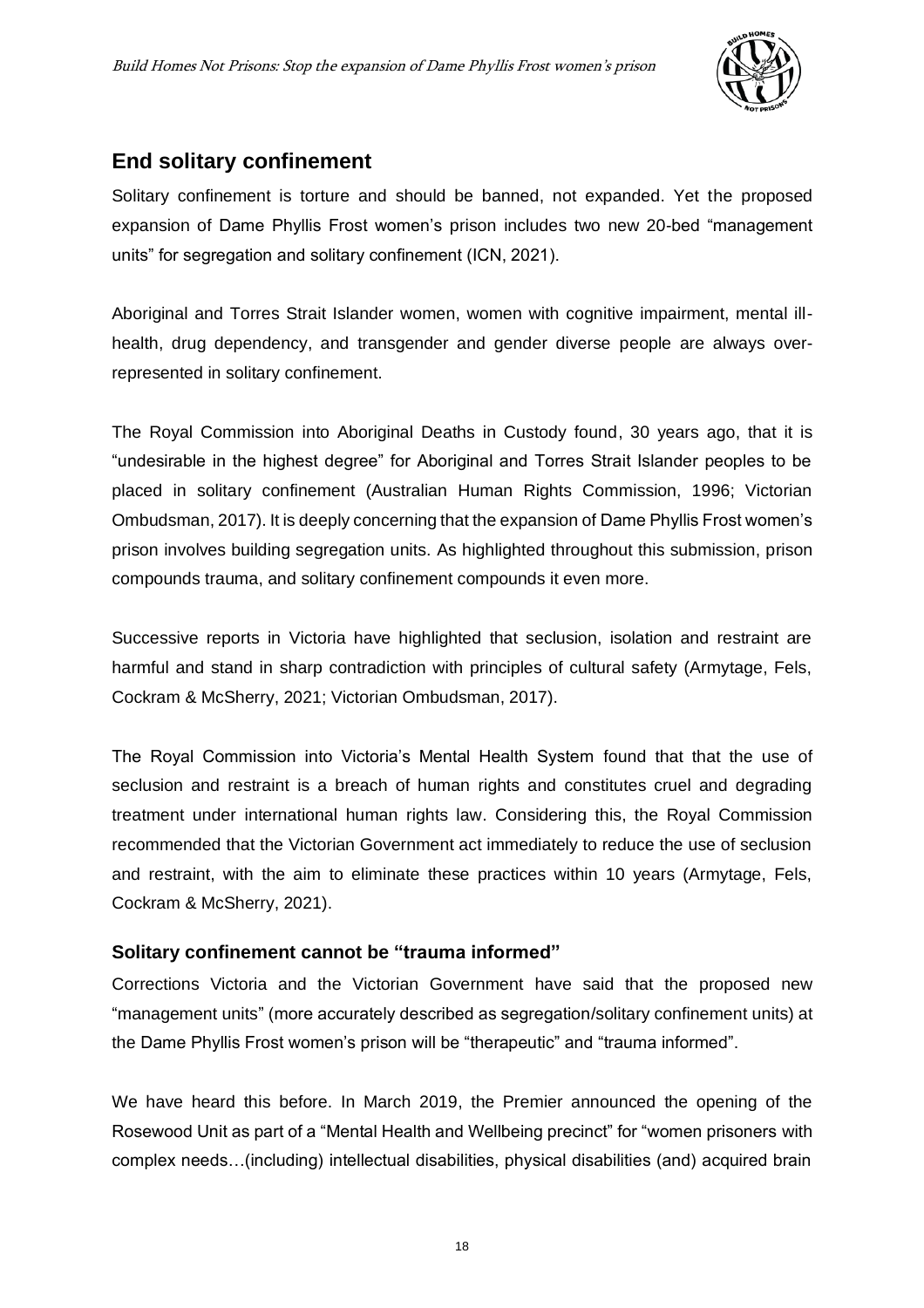## End solitary confinement

Solitary confinement is torture and should be banned, not expanded. Yet the proposed expansion of Dame Phyllis Frost women's prison includes two new 20-bed "management units" for segregation and solitary confinement (ICN, 2021).

Aboriginal and Torres Strait Islander women, women with cognitive impairment, mental ill-health, drug dependency, and transgender and gender diverse people are always over-represented in solitary confinement.

The Royal Commission into Aboriginal Deaths in Custody found, 30 years ago, that it is "undesirable in the highest degree" for Aboriginal and Torres Strait Islander peoples to be placed in solitary confinement (Australian Human Rights Commission, 1996; Victorian Ombudsman, 2017). It is deeply concerning that the expansion of Dame Phyllis Frost women's prison involves building segregation units. As highlighted throughout this submission, prison compounds trauma, and solitary confinement compounds it even more.

Successive reports in Victoria have highlighted that seclusion, isolation and restraint are harmful and stand in sharp contradiction with principles of cultural safety (Armytage, Fels, Cockram & McSherry, 2021; Victorian Ombudsman, 2017).

The Royal Commission into Victoria's Mental Health System found that that the use of seclusion and restraint is a breach of human rights and constitutes cruel and degrading treatment under international human rights law. Considering this, the Royal Commission recommended that the Victorian Government act immediately to reduce the use of seclusion and restraint, with the aim to eliminate these practices within 10 years (Armytage, Fels, Cockram & McSherry, 2021).

### Solitary confinement cannot be "trauma informed"

Corrections Victoria and the Victorian Government have said that the proposed new "management units" (more accurately described as segregation/solitary confinement units) at the Dame Phyllis Frost women's prison will be "therapeutic" and "trauma informed".

We have heard this before. In March 2019, the Premier announced the opening of the Rosewood Unit as part of a "Mental Health and Wellbeing precinct" for "women prisoners with complex needs…(including) intellectual disabilities, physical disabilities (and) acquired brain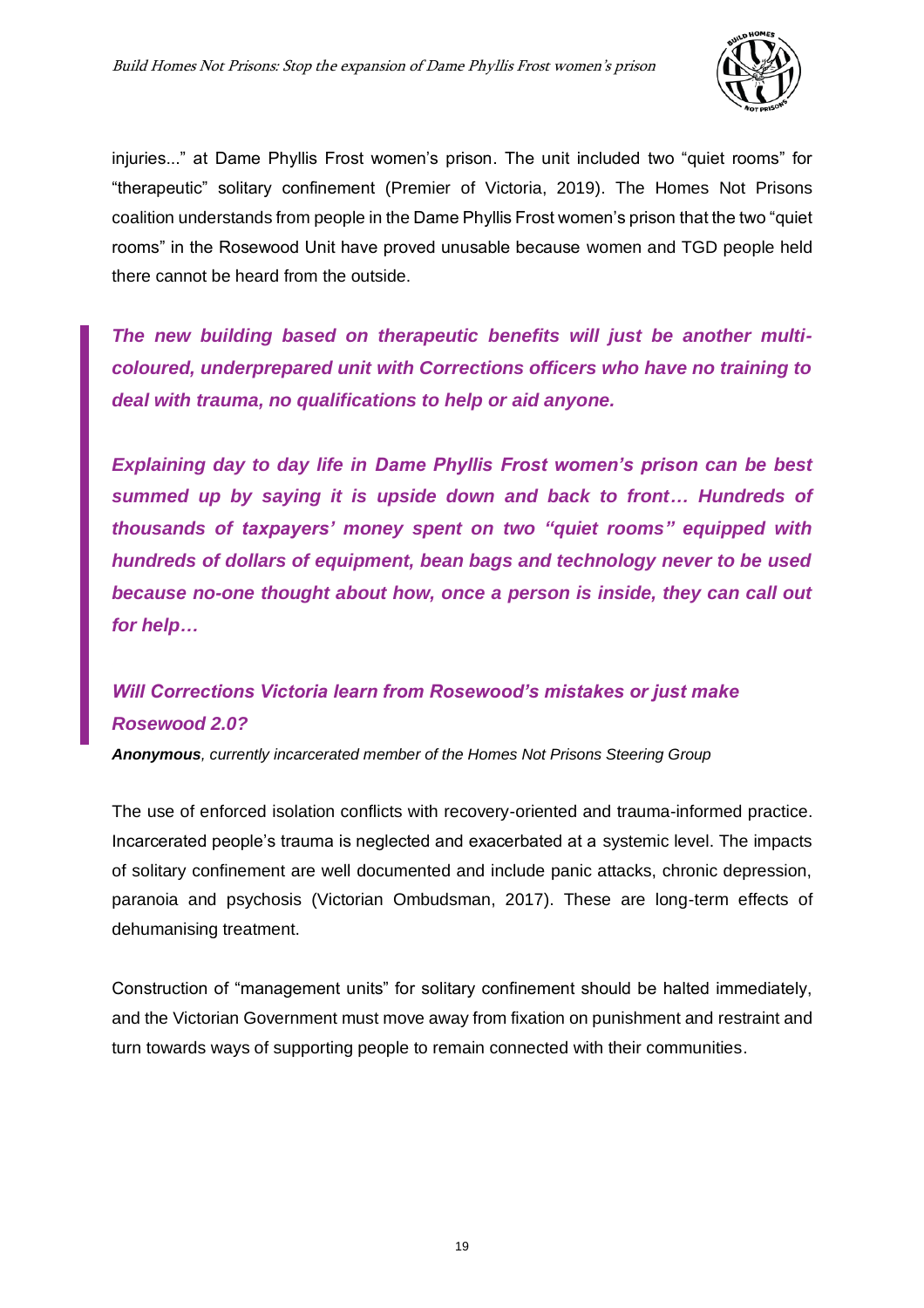injuries..." at Dame Phyllis Frost women's prison. The unit included two "quiet rooms" for "therapeutic" solitary confinement (Premier of Victoria, 2019). The Homes Not Prisons coalition understands from people in the Dame Phyllis Frost women's prison that the two "quiet rooms" in the Rosewood Unit have proved unusable because women and TGD people held there cannot be heard from the outside.

> ***The new building based on therapeutic benefits will just be another multi-coloured, underprepared unit with Corrections officers who have no training to deal with trauma, no qualifications to help or aid anyone.***
>
> ***Explaining day to day life in Dame Phyllis Frost women's prison can be best summed up by saying it is upside down and back to front… Hundreds of thousands of taxpayers' money spent on two "quiet rooms" equipped with hundreds of dollars of equipment, bean bags and technology never to be used because no-one thought about how, once a person is inside, they can call out for help…***
>
> ***Will Corrections Victoria learn from Rosewood's mistakes or just make Rosewood 2.0?***
>
> ***Anonymous**, currently incarcerated member of the Homes Not Prisons Steering Group*

The use of enforced isolation conflicts with recovery-oriented and trauma-informed practice. Incarcerated people's trauma is neglected and exacerbated at a systemic level. The impacts of solitary confinement are well documented and include panic attacks, chronic depression, paranoia and psychosis (Victorian Ombudsman, 2017). These are long-term effects of dehumanising treatment.

Construction of "management units" for solitary confinement should be halted immediately, and the Victorian Government must move away from fixation on punishment and restraint and turn towards ways of supporting people to remain connected with their communities.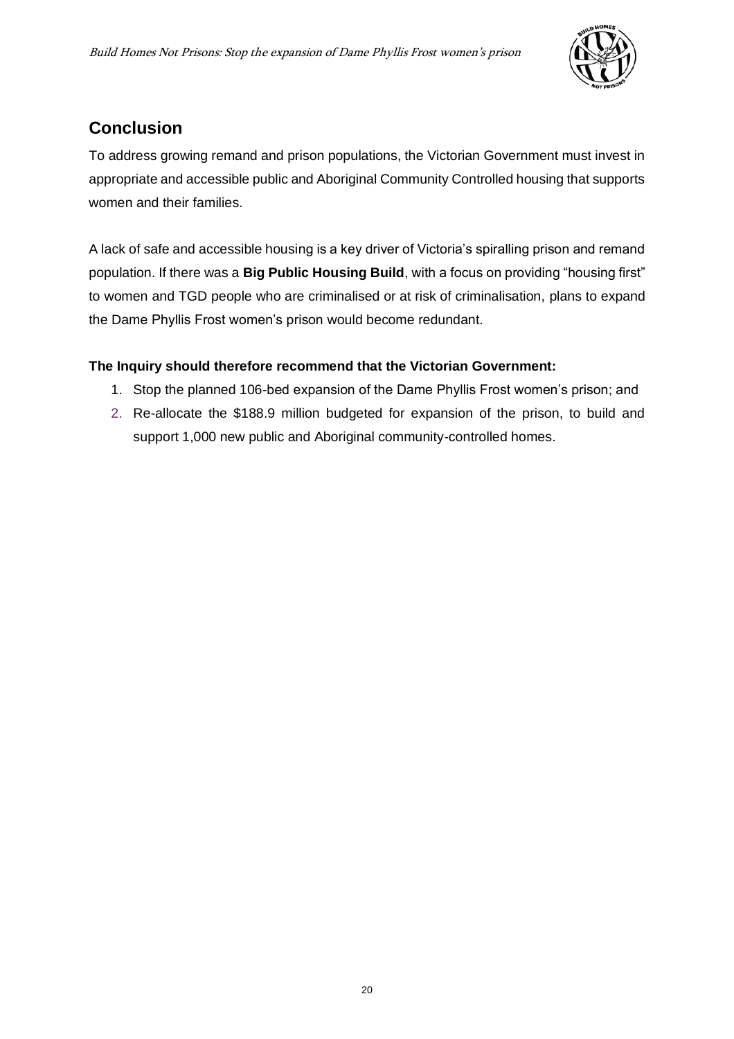## Conclusion

To address growing remand and prison populations, the Victorian Government must invest in appropriate and accessible public and Aboriginal Community Controlled housing that supports women and their families.

A lack of safe and accessible housing is a key driver of Victoria's spiralling prison and remand population. If there was a **Big Public Housing Build**, with a focus on providing "housing first" to women and TGD people who are criminalised or at risk of criminalisation, plans to expand the Dame Phyllis Frost women's prison would become redundant.

**The Inquiry should therefore recommend that the Victorian Government:**

1. Stop the planned 106-bed expansion of the Dame Phyllis Frost women's prison; and
2. Re-allocate the $188.9 million budgeted for expansion of the prison, to build and support 1,000 new public and Aboriginal community-controlled homes.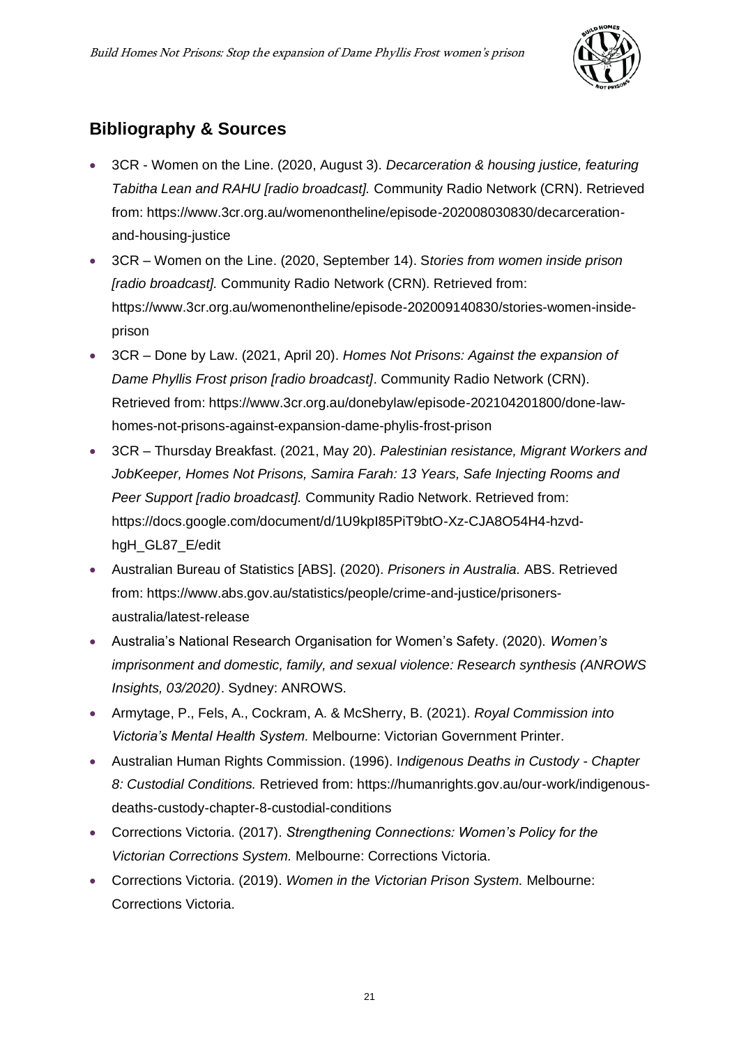## Bibliography & Sources

- 3CR - Women on the Line. (2020, August 3). *Decarceration & housing justice, featuring Tabitha Lean and RAHU [radio broadcast].* Community Radio Network (CRN). Retrieved from: https://www.3cr.org.au/womenontheline/episode-202008030830/decarceration-and-housing-justice
- 3CR – Women on the Line. (2020, September 14). S*tories from women inside prison [radio broadcast].* Community Radio Network (CRN). Retrieved from: https://www.3cr.org.au/womenontheline/episode-202009140830/stories-women-inside-prison
- 3CR – Done by Law. (2021, April 20). *Homes Not Prisons: Against the expansion of Dame Phyllis Frost prison [radio broadcast]*. Community Radio Network (CRN). Retrieved from: https://www.3cr.org.au/donebylaw/episode-202104201800/done-law-homes-not-prisons-against-expansion-dame-phylis-frost-prison
- 3CR – Thursday Breakfast. (2021, May 20). *Palestinian resistance, Migrant Workers and JobKeeper, Homes Not Prisons, Samira Farah: 13 Years, Safe Injecting Rooms and Peer Support [radio broadcast].* Community Radio Network. Retrieved from: https://docs.google.com/document/d/1U9kpI85PiT9btO-Xz-CJA8O54H4-hzvd-hgH_GL87_E/edit
- Australian Bureau of Statistics [ABS]. (2020). *Prisoners in Australia.* ABS. Retrieved from: https://www.abs.gov.au/statistics/people/crime-and-justice/prisoners-australia/latest-release
- Australia's National Research Organisation for Women's Safety. (2020). *Women's imprisonment and domestic, family, and sexual violence: Research synthesis (ANROWS Insights, 03/2020)*. Sydney: ANROWS.
- Armytage, P., Fels, A., Cockram, A. & McSherry, B. (2021). *Royal Commission into Victoria's Mental Health System.* Melbourne: Victorian Government Printer.
- Australian Human Rights Commission. (1996). I*ndigenous Deaths in Custody - Chapter 8: Custodial Conditions.* Retrieved from: https://humanrights.gov.au/our-work/indigenous-deaths-custody-chapter-8-custodial-conditions
- Corrections Victoria. (2017). *Strengthening Connections: Women's Policy for the Victorian Corrections System.* Melbourne: Corrections Victoria.
- Corrections Victoria. (2019). *Women in the Victorian Prison System.* Melbourne: Corrections Victoria.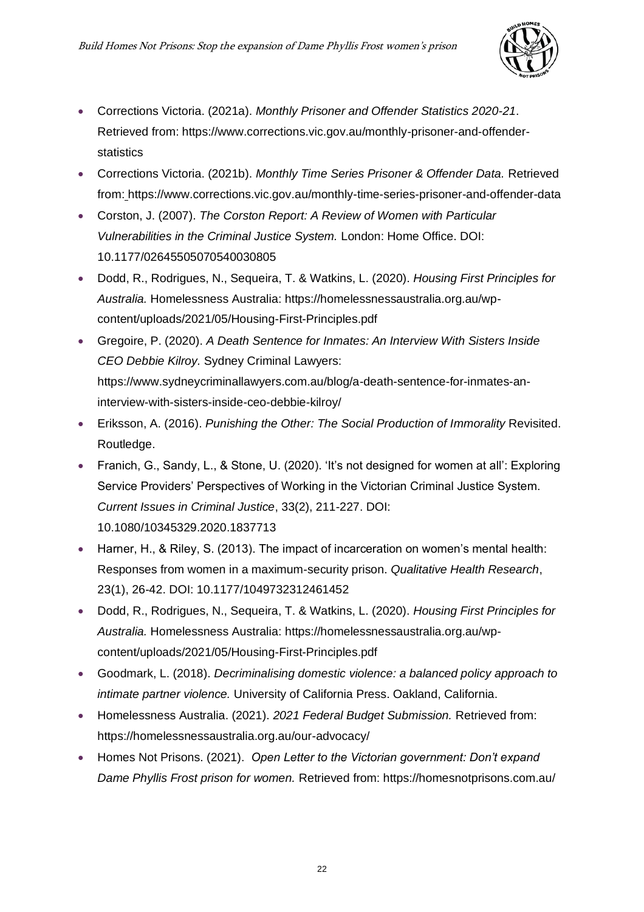- Corrections Victoria. (2021a). *Monthly Prisoner and Offender Statistics 2020-21*. Retrieved from: https://www.corrections.vic.gov.au/monthly-prisoner-and-offender-statistics
- Corrections Victoria. (2021b). *Monthly Time Series Prisoner & Offender Data.* Retrieved from: https://www.corrections.vic.gov.au/monthly-time-series-prisoner-and-offender-data
- Corston, J. (2007). *The Corston Report: A Review of Women with Particular Vulnerabilities in the Criminal Justice System.* London: Home Office. DOI: 10.1177/026455050705400308 05
- Dodd, R., Rodrigues, N., Sequeira, T. & Watkins, L. (2020). *Housing First Principles for Australia.* Homelessness Australia: https://homelessnessaustralia.org.au/wp-content/uploads/2021/05/Housing-First-Principles.pdf
- Gregoire, P. (2020). *A Death Sentence for Inmates: An Interview With Sisters Inside CEO Debbie Kilroy.* Sydney Criminal Lawyers: https://www.sydneycriminallawyers.com.au/blog/a-death-sentence-for-inmates-an-interview-with-sisters-inside-ceo-debbie-kilroy/
- Eriksson, A. (2016). *Punishing the Other: The Social Production of Immorality* Revisited. Routledge.
- Franich, G., Sandy, L., & Stone, U. (2020). 'It's not designed for women at all': Exploring Service Providers' Perspectives of Working in the Victorian Criminal Justice System. *Current Issues in Criminal Justice*, 33(2), 211-227. DOI: 10.1080/10345329.2020.1837713
- Harner, H., & Riley, S. (2013). The impact of incarceration on women's mental health: Responses from women in a maximum-security prison. *Qualitative Health Research*, 23(1), 26-42. DOI: 10.1177/1049732312461452
- Dodd, R., Rodrigues, N., Sequeira, T. & Watkins, L. (2020). *Housing First Principles for Australia.* Homelessness Australia: https://homelessnessaustralia.org.au/wp-content/uploads/2021/05/Housing-First-Principles.pdf
- Goodmark, L. (2018). *Decriminalising domestic violence: a balanced policy approach to intimate partner violence.* University of California Press. Oakland, California.
- Homelessness Australia. (2021). *2021 Federal Budget Submission.* Retrieved from: https://homelessnessaustralia.org.au/our-advocacy/
- Homes Not Prisons. (2021). *Open Letter to the Victorian government: Don't expand Dame Phyllis Frost prison for women.* Retrieved from: https://homesnotprisons.com.au/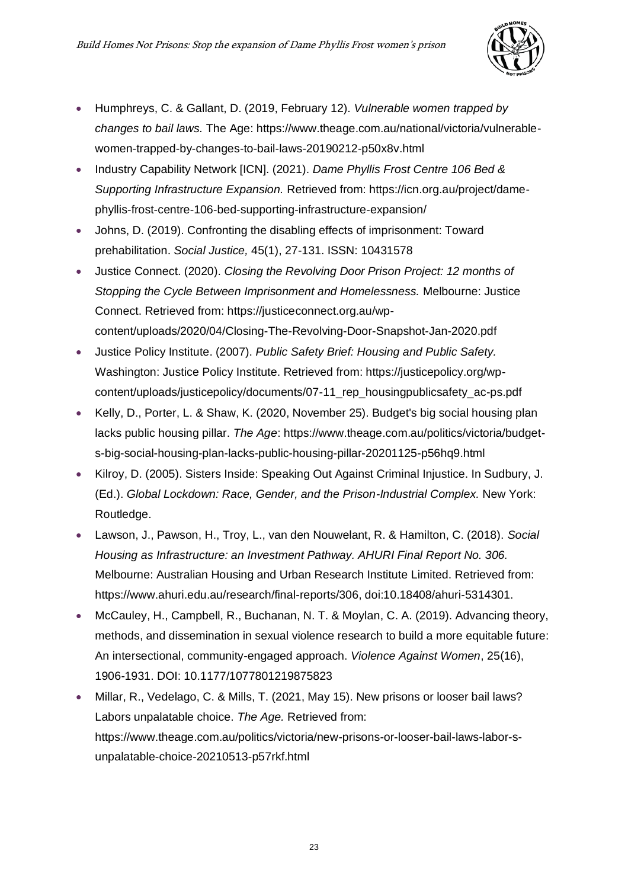- Humphreys, C. & Gallant, D. (2019, February 12). *Vulnerable women trapped by changes to bail laws.* The Age: https://www.theage.com.au/national/victoria/vulnerable-women-trapped-by-changes-to-bail-laws-20190212-p50x8v.html
- Industry Capability Network [ICN]. (2021). *Dame Phyllis Frost Centre 106 Bed & Supporting Infrastructure Expansion.* Retrieved from: https://icn.org.au/project/dame-phyllis-frost-centre-106-bed-supporting-infrastructure-expansion/
- Johns, D. (2019). Confronting the disabling effects of imprisonment: Toward prehabilitation. *Social Justice,* 45(1), 27-131. ISSN: 10431578
- Justice Connect. (2020). *Closing the Revolving Door Prison Project: 12 months of Stopping the Cycle Between Imprisonment and Homelessness.* Melbourne: Justice Connect. Retrieved from: https://justiceconnect.org.au/wp-content/uploads/2020/04/Closing-The-Revolving-Door-Snapshot-Jan-2020.pdf
- Justice Policy Institute. (2007). *Public Safety Brief: Housing and Public Safety.* Washington: Justice Policy Institute. Retrieved from: https://justicepolicy.org/wp-content/uploads/justicepolicy/documents/07-11_rep_housingpublicsafety_ac-ps.pdf
- Kelly, D., Porter, L. & Shaw, K. (2020, November 25). Budget's big social housing plan lacks public housing pillar. *The Age*: https://www.theage.com.au/politics/victoria/budget-s-big-social-housing-plan-lacks-public-housing-pillar-20201125-p56hq9.html
- Kilroy, D. (2005). Sisters Inside: Speaking Out Against Criminal Injustice. In Sudbury, J. (Ed.). *Global Lockdown: Race, Gender, and the Prison-Industrial Complex.* New York: Routledge.
- Lawson, J., Pawson, H., Troy, L., van den Nouwelant, R. & Hamilton, C. (2018). *Social Housing as Infrastructure: an Investment Pathway. AHURI Final Report No. 306.* Melbourne: Australian Housing and Urban Research Institute Limited. Retrieved from: https://www.ahuri.edu.au/research/final-reports/306, doi:10.18408/ahuri-5314301.
- McCauley, H., Campbell, R., Buchanan, N. T. & Moylan, C. A. (2019). Advancing theory, methods, and dissemination in sexual violence research to build a more equitable future: An intersectional, community-engaged approach. *Violence Against Women*, 25(16), 1906-1931. DOI: 10.1177/1077801219875823
- Millar, R., Vedelago, C. & Mills, T. (2021, May 15). New prisons or looser bail laws? Labors unpalatable choice. *The Age.* Retrieved from: https://www.theage.com.au/politics/victoria/new-prisons-or-looser-bail-laws-labor-s-unpalatable-choice-20210513-p57rkf.html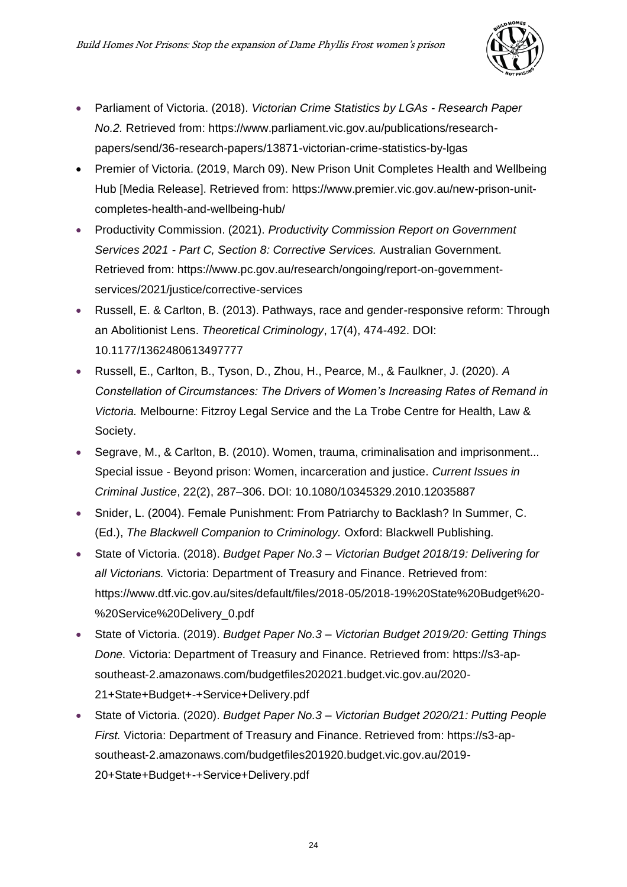- Parliament of Victoria. (2018). *Victorian Crime Statistics by LGAs - Research Paper No.2.* Retrieved from: https://www.parliament.vic.gov.au/publications/research-papers/send/36-research-papers/13871-victorian-crime-statistics-by-lgas
- Premier of Victoria. (2019, March 09). New Prison Unit Completes Health and Wellbeing Hub [Media Release]. Retrieved from: https://www.premier.vic.gov.au/new-prison-unit-completes-health-and-wellbeing-hub/
- Productivity Commission. (2021). *Productivity Commission Report on Government Services 2021 - Part C, Section 8: Corrective Services.* Australian Government. Retrieved from: https://www.pc.gov.au/research/ongoing/report-on-government-services/2021/justice/corrective-services
- Russell, E. & Carlton, B. (2013). Pathways, race and gender-responsive reform: Through an Abolitionist Lens. *Theoretical Criminology*, 17(4), 474-492. DOI: 10.1177/1362480613497777
- Russell, E., Carlton, B., Tyson, D., Zhou, H., Pearce, M., & Faulkner, J. (2020). *A Constellation of Circumstances: The Drivers of Women's Increasing Rates of Remand in Victoria.* Melbourne: Fitzroy Legal Service and the La Trobe Centre for Health, Law & Society.
- Segrave, M., & Carlton, B. (2010). Women, trauma, criminalisation and imprisonment... Special issue - Beyond prison: Women, incarceration and justice. *Current Issues in Criminal Justice*, 22(2), 287–306. DOI: 10.1080/10345329.2010.12035887
- Snider, L. (2004). Female Punishment: From Patriarchy to Backlash? In Summer, C. (Ed.), *The Blackwell Companion to Criminology.* Oxford: Blackwell Publishing.
- State of Victoria. (2018). *Budget Paper No.3 – Victorian Budget 2018/19: Delivering for all Victorians.* Victoria: Department of Treasury and Finance. Retrieved from: https://www.dtf.vic.gov.au/sites/default/files/2018-05/2018-19%20State%20Budget%20-%20Service%20Delivery_0.pdf
- State of Victoria. (2019). *Budget Paper No.3 – Victorian Budget 2019/20: Getting Things Done.* Victoria: Department of Treasury and Finance. Retrieved from: https://s3-ap-southeast-2.amazonaws.com/budgetfiles202021.budget.vic.gov.au/2020-21+State+Budget+-+Service+Delivery.pdf
- State of Victoria. (2020). *Budget Paper No.3 – Victorian Budget 2020/21: Putting People First.* Victoria: Department of Treasury and Finance. Retrieved from: https://s3-ap-southeast-2.amazonaws.com/budgetfiles201920.budget.vic.gov.au/2019-20+State+Budget+-+Service+Delivery.pdf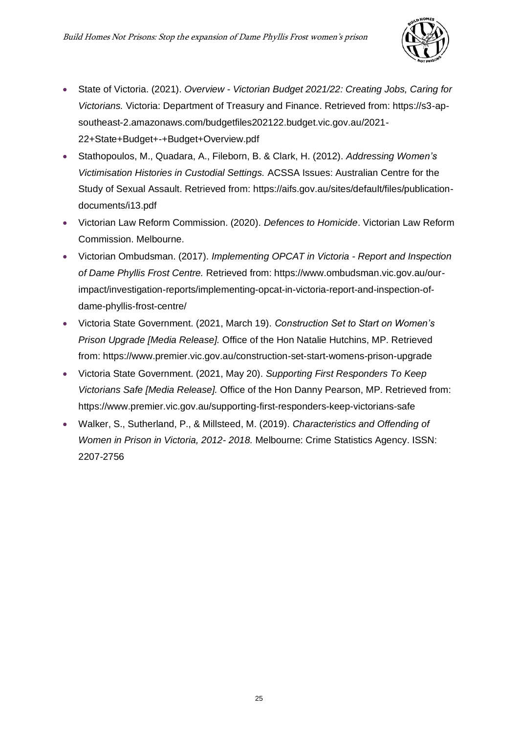- State of Victoria. (2021). *Overview - Victorian Budget 2021/22: Creating Jobs, Caring for Victorians.* Victoria: Department of Treasury and Finance. Retrieved from: https://s3-ap-southeast-2.amazonaws.com/budgetfiles202122.budget.vic.gov.au/2021-22+State+Budget+-+Budget+Overview.pdf
- Stathopoulos, M., Quadara, A., Fileborn, B. & Clark, H. (2012). *Addressing Women's Victimisation Histories in Custodial Settings.* ACSSA Issues: Australian Centre for the Study of Sexual Assault. Retrieved from: https://aifs.gov.au/sites/default/files/publication-documents/i13.pdf
- Victorian Law Reform Commission. (2020). *Defences to Homicide*. Victorian Law Reform Commission. Melbourne.
- Victorian Ombudsman. (2017). *Implementing OPCAT in Victoria - Report and Inspection of Dame Phyllis Frost Centre.* Retrieved from: https://www.ombudsman.vic.gov.au/our-impact/investigation-reports/implementing-opcat-in-victoria-report-and-inspection-of-dame-phyllis-frost-centre/
- Victoria State Government. (2021, March 19). *Construction Set to Start on Women's Prison Upgrade [Media Release].* Office of the Hon Natalie Hutchins, MP. Retrieved from: https://www.premier.vic.gov.au/construction-set-start-womens-prison-upgrade
- Victoria State Government. (2021, May 20). *Supporting First Responders To Keep Victorians Safe [Media Release].* Office of the Hon Danny Pearson, MP. Retrieved from: https://www.premier.vic.gov.au/supporting-first-responders-keep-victorians-safe
- Walker, S., Sutherland, P., & Millsteed, M. (2019). *Characteristics and Offending of Women in Prison in Victoria, 2012- 2018.* Melbourne: Crime Statistics Agency. ISSN: 2207-2756